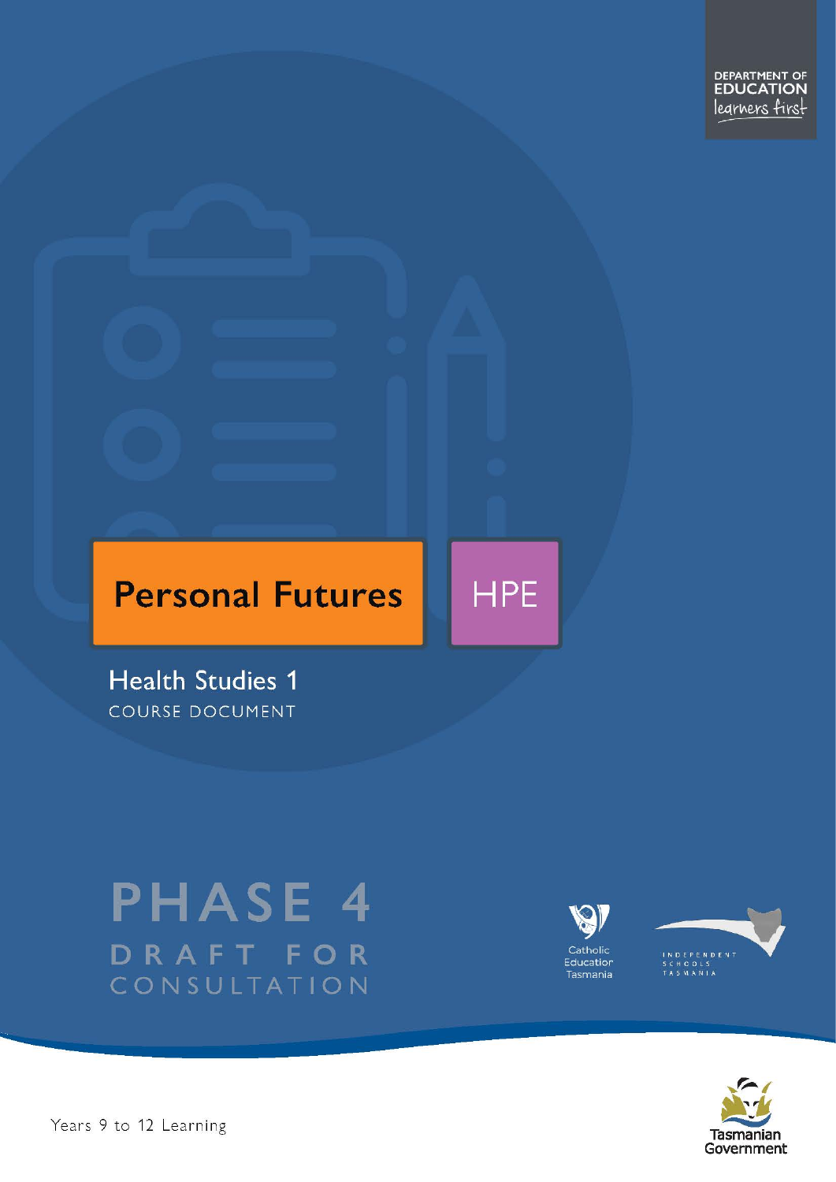DEPARTMENT OF EDUCATION

learners first

# Personal Futures

HPE

## Health Studies 1

COURSE DOCUMENT

PHASE 4

DRAFT FOR CONSULTATION

Catholic Education Tasmania

INDEPENDENT SCHOOLS TASMANIA

Tasmanian Government

Years 9 to 12 Learning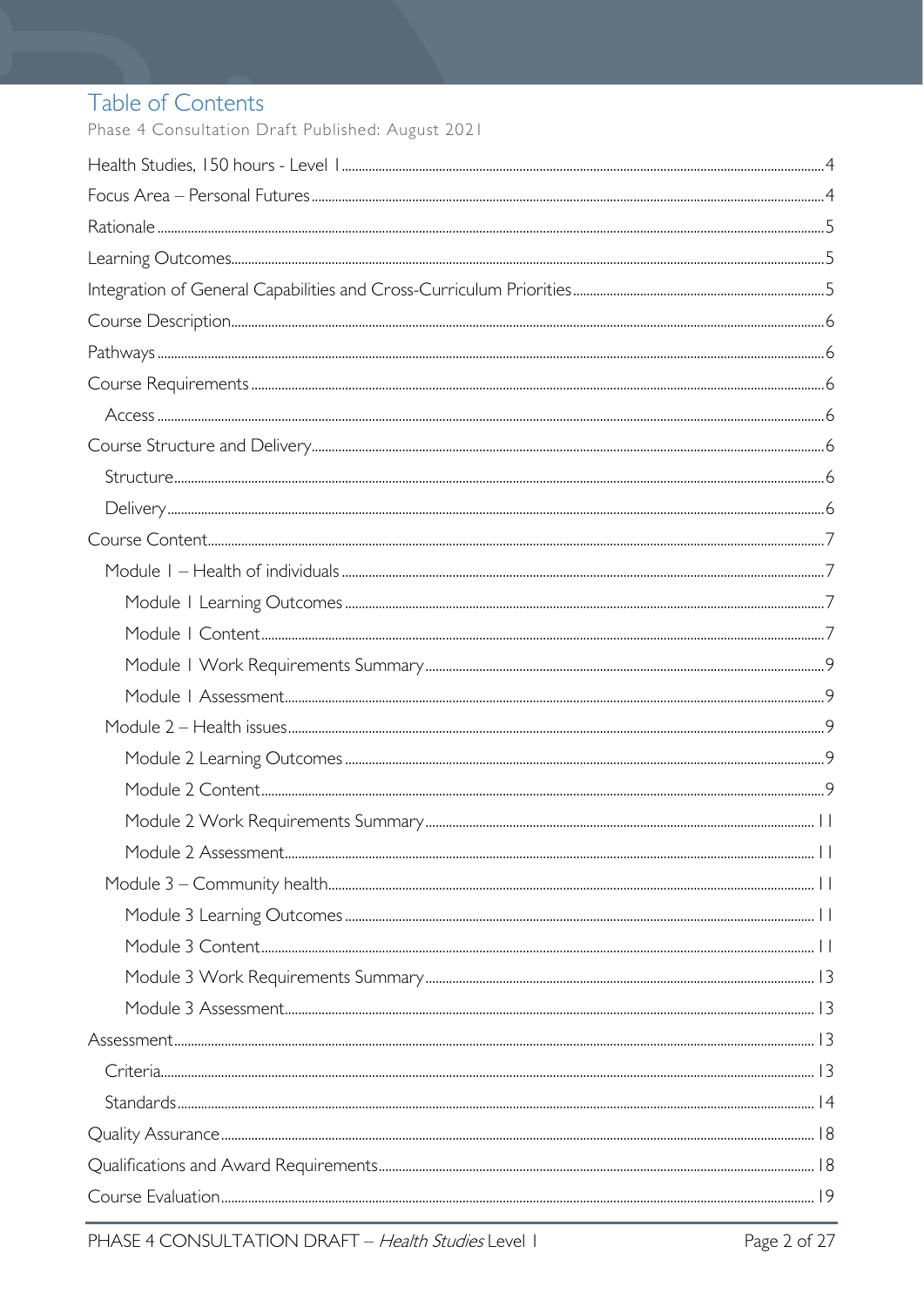# Table of Contents

Phase 4 Consultation Draft Published: August 2021

Health Studies, 150 hours - Level 1 .......... 4

Focus Area – Personal Futures .......... 4

Rationale .......... 5

Learning Outcomes .......... 5

Integration of General Capabilities and Cross-Curriculum Priorities .......... 5

Course Description .......... 6

Pathways .......... 6

Course Requirements .......... 6

- Access .......... 6

Course Structure and Delivery .......... 6

- Structure .......... 6
- Delivery .......... 6

Course Content .......... 7

- Module 1 – Health of individuals .......... 7
  - Module 1 Learning Outcomes .......... 7
  - Module 1 Content .......... 7
  - Module 1 Work Requirements Summary .......... 9
  - Module 1 Assessment .......... 9
- Module 2 – Health issues .......... 9
  - Module 2 Learning Outcomes .......... 9
  - Module 2 Content .......... 9
  - Module 2 Work Requirements Summary .......... 11
  - Module 2 Assessment .......... 11
- Module 3 – Community health .......... 11
  - Module 3 Learning Outcomes .......... 11
  - Module 3 Content .......... 11
  - Module 3 Work Requirements Summary .......... 13
  - Module 3 Assessment .......... 13

Assessment .......... 13

- Criteria .......... 13
- Standards .......... 14

Quality Assurance .......... 18

Qualifications and Award Requirements .......... 18

Course Evaluation .......... 19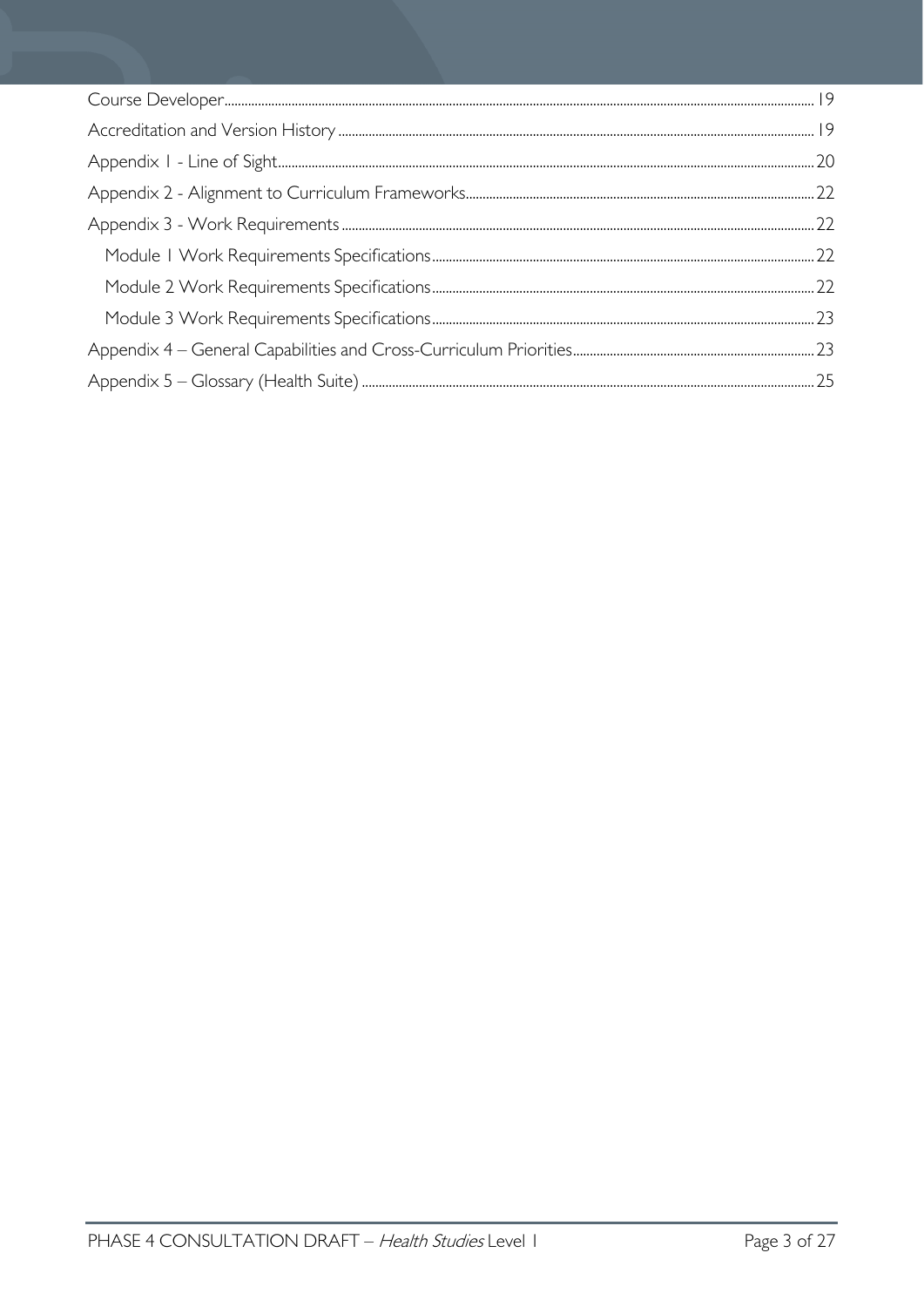Course Developer ..... 19

Accreditation and Version History ..... 19

Appendix 1 - Line of Sight ..... 20

Appendix 2 - Alignment to Curriculum Frameworks ..... 22

Appendix 3 - Work Requirements ..... 22

- Module 1 Work Requirements Specifications ..... 22
- Module 2 Work Requirements Specifications ..... 22
- Module 3 Work Requirements Specifications ..... 23

Appendix 4 – General Capabilities and Cross-Curriculum Priorities ..... 23

Appendix 5 – Glossary (Health Suite) ..... 25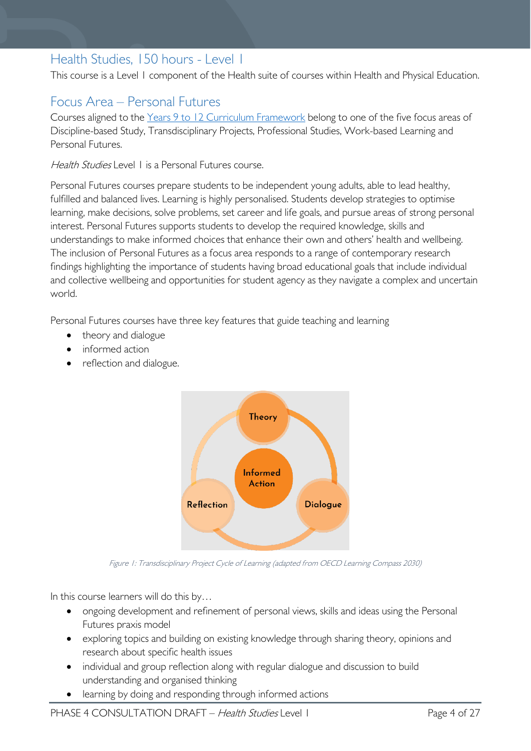## Health Studies, 150 hours - Level 1

This course is a Level 1 component of the Health suite of courses within Health and Physical Education.

## Focus Area – Personal Futures

Courses aligned to the Years 9 to 12 Curriculum Framework belong to one of the five focus areas of Discipline-based Study, Transdisciplinary Projects, Professional Studies, Work-based Learning and Personal Futures.

*Health Studies* Level 1 is a Personal Futures course.

Personal Futures courses prepare students to be independent young adults, able to lead healthy, fulfilled and balanced lives. Learning is highly personalised. Students develop strategies to optimise learning, make decisions, solve problems, set career and life goals, and pursue areas of strong personal interest. Personal Futures supports students to develop the required knowledge, skills and understandings to make informed choices that enhance their own and others' health and wellbeing. The inclusion of Personal Futures as a focus area responds to a range of contemporary research findings highlighting the importance of students having broad educational goals that include individual and collective wellbeing and opportunities for student agency as they navigate a complex and uncertain world.

Personal Futures courses have three key features that guide teaching and learning

- theory and dialogue
- informed action
- reflection and dialogue.

Theory

Informed Action

Reflection

Dialogue

*Figure 1: Transdisciplinary Project Cycle of Learning (adapted from OECD Learning Compass 2030)*

In this course learners will do this by…

- ongoing development and refinement of personal views, skills and ideas using the Personal Futures praxis model
- exploring topics and building on existing knowledge through sharing theory, opinions and research about specific health issues
- individual and group reflection along with regular dialogue and discussion to build understanding and organised thinking
- learning by doing and responding through informed actions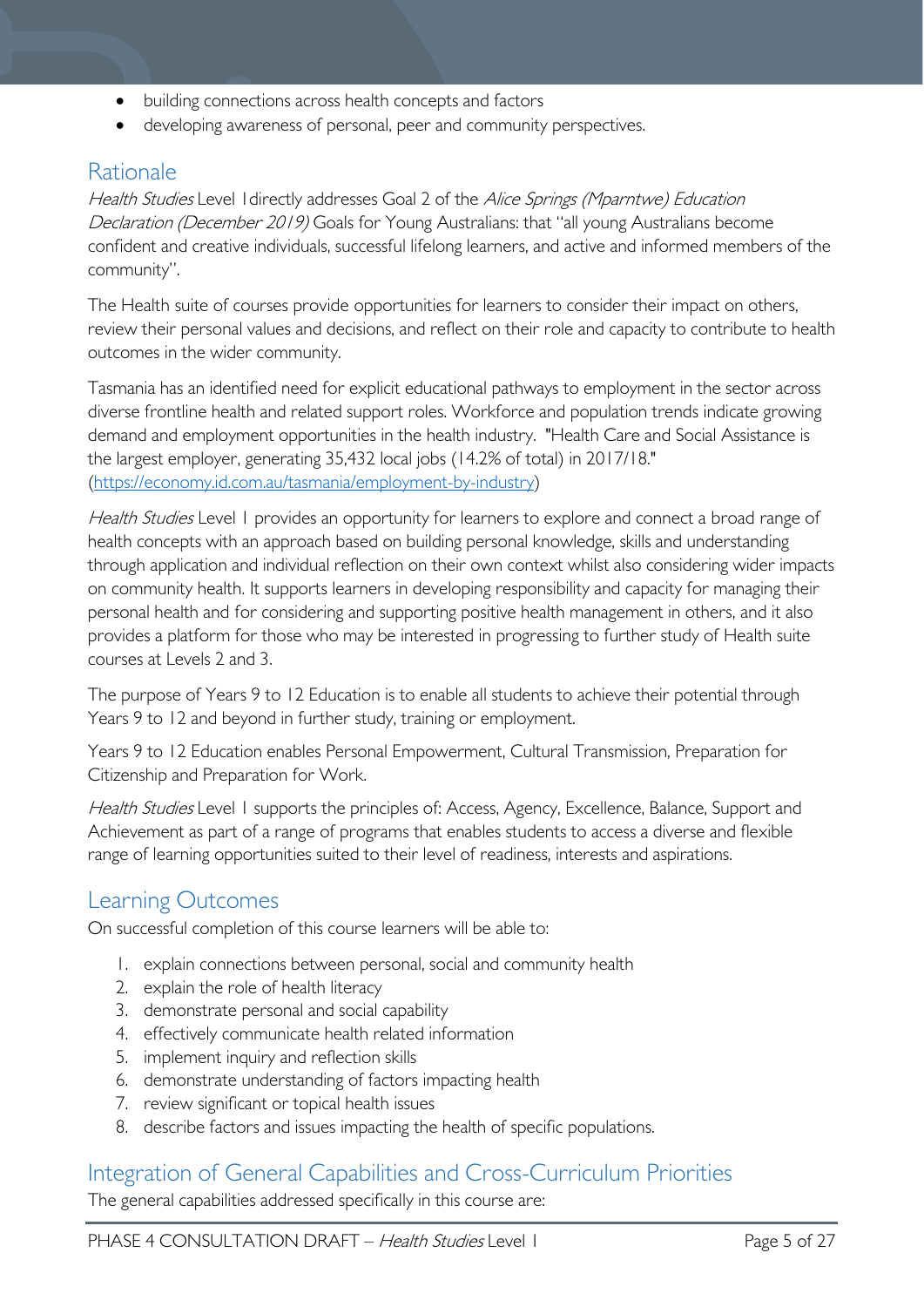- building connections across health concepts and factors
- developing awareness of personal, peer and community perspectives.

## Rationale

*Health Studies* Level 1directly addresses Goal 2 of the *Alice Springs (Mparntwe) Education Declaration (December 2019)* Goals for Young Australians: that "all young Australians become confident and creative individuals, successful lifelong learners, and active and informed members of the community".

The Health suite of courses provide opportunities for learners to consider their impact on others, review their personal values and decisions, and reflect on their role and capacity to contribute to health outcomes in the wider community.

Tasmania has an identified need for explicit educational pathways to employment in the sector across diverse frontline health and related support roles. Workforce and population trends indicate growing demand and employment opportunities in the health industry. "Health Care and Social Assistance is the largest employer, generating 35,432 local jobs (14.2% of total) in 2017/18." (https://economy.id.com.au/tasmania/employment-by-industry)

*Health Studies* Level 1 provides an opportunity for learners to explore and connect a broad range of health concepts with an approach based on building personal knowledge, skills and understanding through application and individual reflection on their own context whilst also considering wider impacts on community health. It supports learners in developing responsibility and capacity for managing their personal health and for considering and supporting positive health management in others, and it also provides a platform for those who may be interested in progressing to further study of Health suite courses at Levels 2 and 3.

The purpose of Years 9 to 12 Education is to enable all students to achieve their potential through Years 9 to 12 and beyond in further study, training or employment.

Years 9 to 12 Education enables Personal Empowerment, Cultural Transmission, Preparation for Citizenship and Preparation for Work.

*Health Studies* Level 1 supports the principles of: Access, Agency, Excellence, Balance, Support and Achievement as part of a range of programs that enables students to access a diverse and flexible range of learning opportunities suited to their level of readiness, interests and aspirations.

## Learning Outcomes

On successful completion of this course learners will be able to:

1. explain connections between personal, social and community health
2. explain the role of health literacy
3. demonstrate personal and social capability
4. effectively communicate health related information
5. implement inquiry and reflection skills
6. demonstrate understanding of factors impacting health
7. review significant or topical health issues
8. describe factors and issues impacting the health of specific populations.

## Integration of General Capabilities and Cross-Curriculum Priorities

The general capabilities addressed specifically in this course are: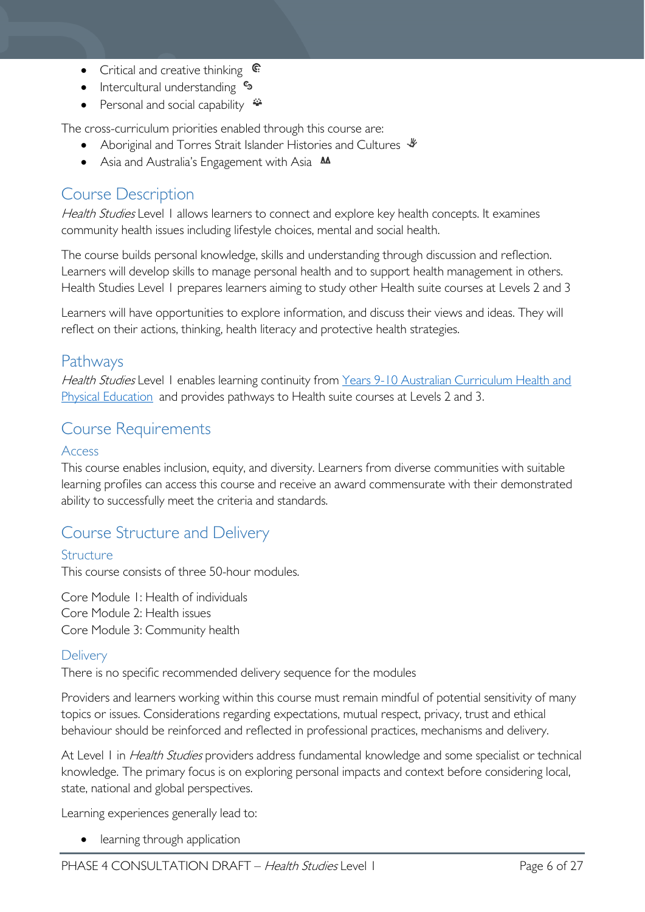- Critical and creative thinking
- Intercultural understanding
- Personal and social capability

The cross-curriculum priorities enabled through this course are:

- Aboriginal and Torres Strait Islander Histories and Cultures
- Asia and Australia's Engagement with Asia

## Course Description

*Health Studies* Level 1 allows learners to connect and explore key health concepts. It examines community health issues including lifestyle choices, mental and social health.

The course builds personal knowledge, skills and understanding through discussion and reflection. Learners will develop skills to manage personal health and to support health management in others. Health Studies Level 1 prepares learners aiming to study other Health suite courses at Levels 2 and 3

Learners will have opportunities to explore information, and discuss their views and ideas. They will reflect on their actions, thinking, health literacy and protective health strategies.

## Pathways

*Health Studies* Level 1 enables learning continuity from Years 9-10 Australian Curriculum Health and Physical Education and provides pathways to Health suite courses at Levels 2 and 3.

## Course Requirements

### Access

This course enables inclusion, equity, and diversity. Learners from diverse communities with suitable learning profiles can access this course and receive an award commensurate with their demonstrated ability to successfully meet the criteria and standards.

## Course Structure and Delivery

### Structure

This course consists of three 50-hour modules.

Core Module 1: Health of individuals
Core Module 2: Health issues
Core Module 3: Community health

### Delivery

There is no specific recommended delivery sequence for the modules

Providers and learners working within this course must remain mindful of potential sensitivity of many topics or issues. Considerations regarding expectations, mutual respect, privacy, trust and ethical behaviour should be reinforced and reflected in professional practices, mechanisms and delivery.

At Level 1 in *Health Studies* providers address fundamental knowledge and some specialist or technical knowledge. The primary focus is on exploring personal impacts and context before considering local, state, national and global perspectives.

Learning experiences generally lead to:

- learning through application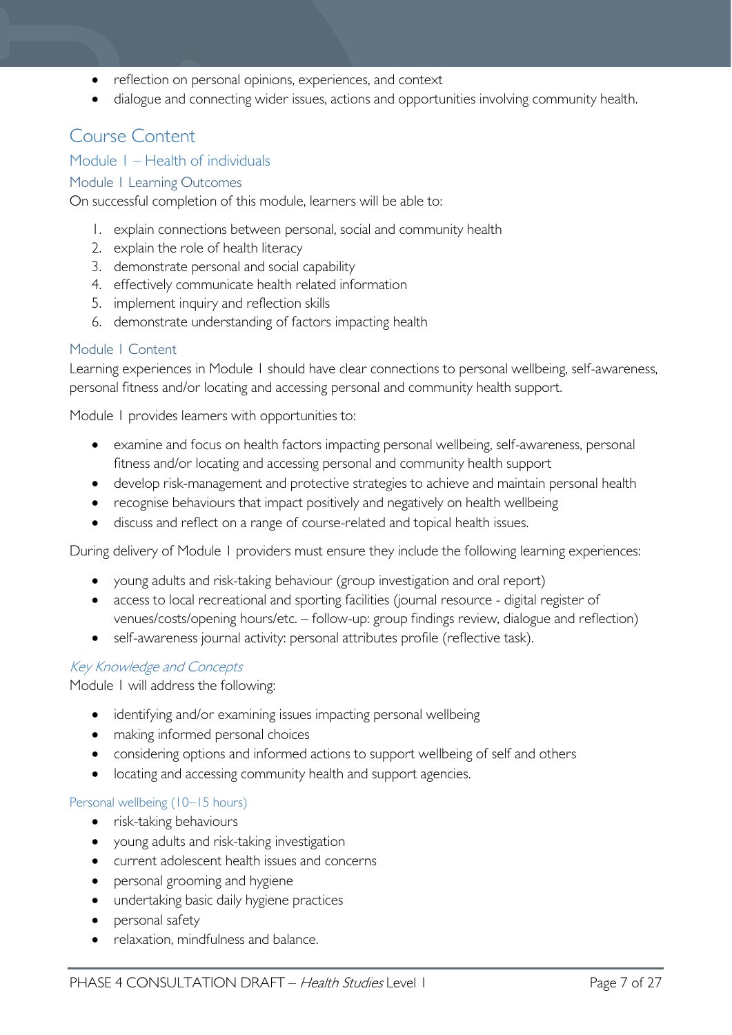- reflection on personal opinions, experiences, and context
- dialogue and connecting wider issues, actions and opportunities involving community health.

# Course Content

## Module 1 – Health of individuals

### Module 1 Learning Outcomes

On successful completion of this module, learners will be able to:

1. explain connections between personal, social and community health
2. explain the role of health literacy
3. demonstrate personal and social capability
4. effectively communicate health related information
5. implement inquiry and reflection skills
6. demonstrate understanding of factors impacting health

### Module 1 Content

Learning experiences in Module 1 should have clear connections to personal wellbeing, self-awareness, personal fitness and/or locating and accessing personal and community health support.

Module 1 provides learners with opportunities to:

- examine and focus on health factors impacting personal wellbeing, self-awareness, personal fitness and/or locating and accessing personal and community health support
- develop risk-management and protective strategies to achieve and maintain personal health
- recognise behaviours that impact positively and negatively on health wellbeing
- discuss and reflect on a range of course-related and topical health issues.

During delivery of Module 1 providers must ensure they include the following learning experiences:

- young adults and risk-taking behaviour (group investigation and oral report)
- access to local recreational and sporting facilities (journal resource - digital register of venues/costs/opening hours/etc. – follow-up: group findings review, dialogue and reflection)
- self-awareness journal activity: personal attributes profile (reflective task).

#### *Key Knowledge and Concepts*

Module 1 will address the following:

- identifying and/or examining issues impacting personal wellbeing
- making informed personal choices
- considering options and informed actions to support wellbeing of self and others
- locating and accessing community health and support agencies.

##### Personal wellbeing (10–15 hours)

- risk-taking behaviours
- young adults and risk-taking investigation
- current adolescent health issues and concerns
- personal grooming and hygiene
- undertaking basic daily hygiene practices
- personal safety
- relaxation, mindfulness and balance.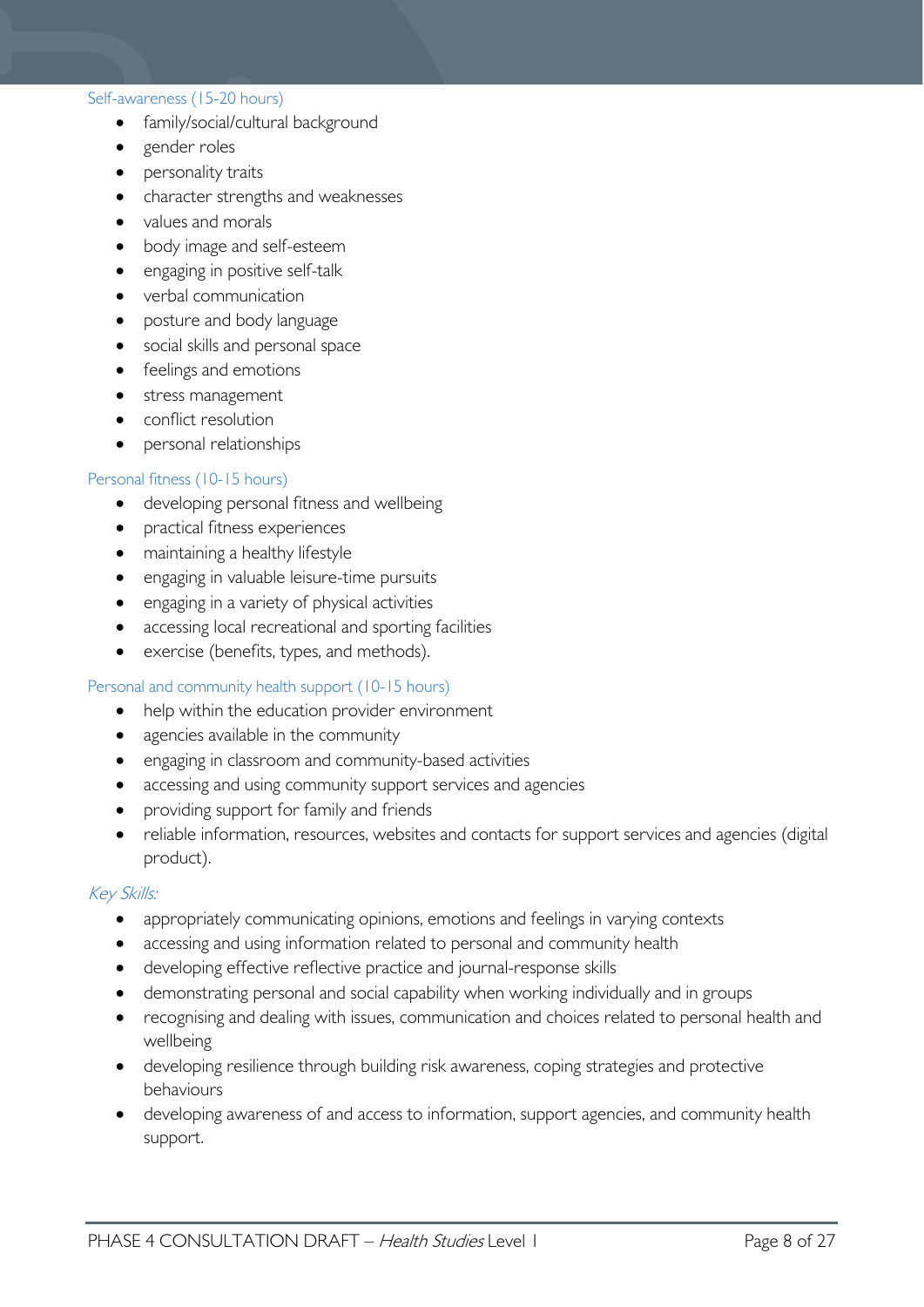#### Self-awareness (15-20 hours)

- family/social/cultural background
- gender roles
- personality traits
- character strengths and weaknesses
- values and morals
- body image and self-esteem
- engaging in positive self-talk
- verbal communication
- posture and body language
- social skills and personal space
- feelings and emotions
- stress management
- conflict resolution
- personal relationships

#### Personal fitness (10-15 hours)

- developing personal fitness and wellbeing
- practical fitness experiences
- maintaining a healthy lifestyle
- engaging in valuable leisure-time pursuits
- engaging in a variety of physical activities
- accessing local recreational and sporting facilities
- exercise (benefits, types, and methods).

#### Personal and community health support (10-15 hours)

- help within the education provider environment
- agencies available in the community
- engaging in classroom and community-based activities
- accessing and using community support services and agencies
- providing support for family and friends
- reliable information, resources, websites and contacts for support services and agencies (digital product).

#### *Key Skills:*

- appropriately communicating opinions, emotions and feelings in varying contexts
- accessing and using information related to personal and community health
- developing effective reflective practice and journal-response skills
- demonstrating personal and social capability when working individually and in groups
- recognising and dealing with issues, communication and choices related to personal health and wellbeing
- developing resilience through building risk awareness, coping strategies and protective behaviours
- developing awareness of and access to information, support agencies, and community health support.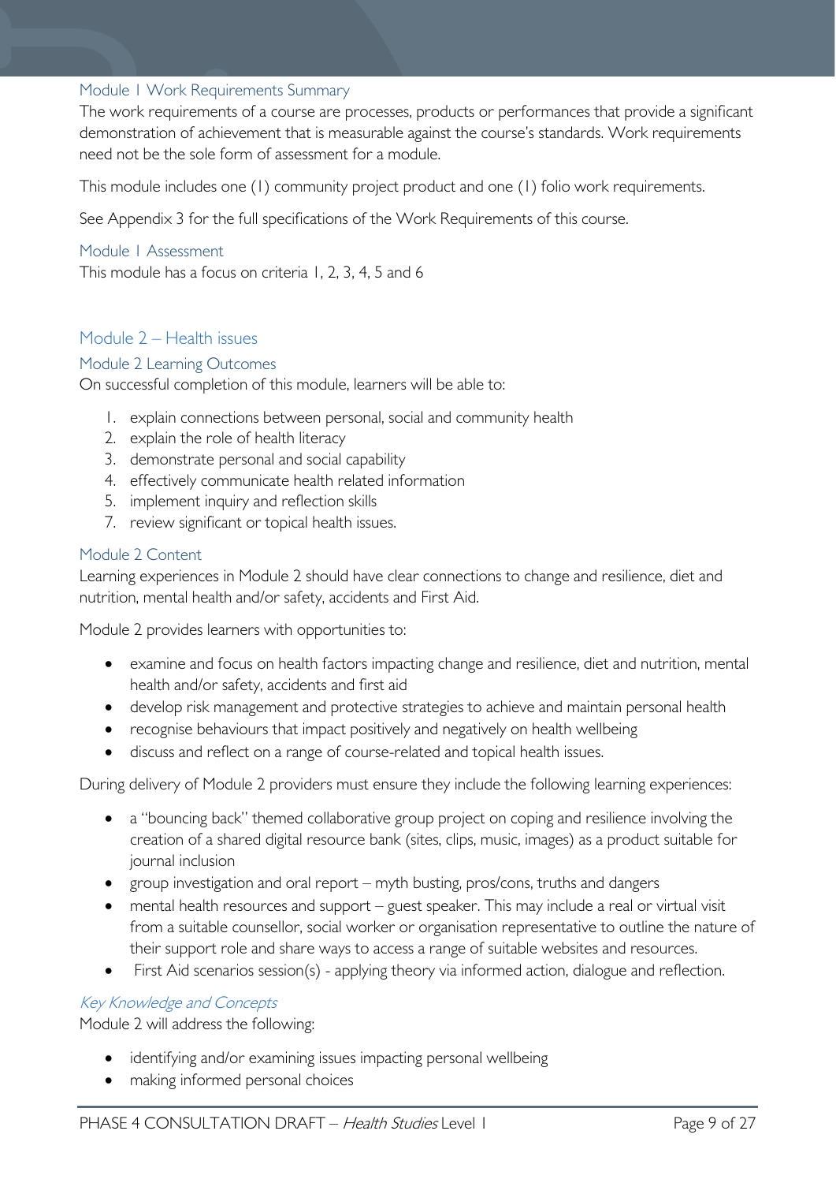### Module 1 Work Requirements Summary

The work requirements of a course are processes, products or performances that provide a significant demonstration of achievement that is measurable against the course's standards. Work requirements need not be the sole form of assessment for a module.

This module includes one (1) community project product and one (1) folio work requirements.

See Appendix 3 for the full specifications of the Work Requirements of this course.

### Module 1 Assessment

This module has a focus on criteria 1, 2, 3, 4, 5 and 6

## Module 2 – Health issues

### Module 2 Learning Outcomes

On successful completion of this module, learners will be able to:

1. explain connections between personal, social and community health
2. explain the role of health literacy
3. demonstrate personal and social capability
4. effectively communicate health related information
5. implement inquiry and reflection skills
7. review significant or topical health issues.

### Module 2 Content

Learning experiences in Module 2 should have clear connections to change and resilience, diet and nutrition, mental health and/or safety, accidents and First Aid.

Module 2 provides learners with opportunities to:

- examine and focus on health factors impacting change and resilience, diet and nutrition, mental health and/or safety, accidents and first aid
- develop risk management and protective strategies to achieve and maintain personal health
- recognise behaviours that impact positively and negatively on health wellbeing
- discuss and reflect on a range of course-related and topical health issues.

During delivery of Module 2 providers must ensure they include the following learning experiences:

- a "bouncing back" themed collaborative group project on coping and resilience involving the creation of a shared digital resource bank (sites, clips, music, images) as a product suitable for journal inclusion
- group investigation and oral report – myth busting, pros/cons, truths and dangers
- mental health resources and support – guest speaker. This may include a real or virtual visit from a suitable counsellor, social worker or organisation representative to outline the nature of their support role and share ways to access a range of suitable websites and resources.
- First Aid scenarios session(s) - applying theory via informed action, dialogue and reflection.

#### *Key Knowledge and Concepts*

Module 2 will address the following:

- identifying and/or examining issues impacting personal wellbeing
- making informed personal choices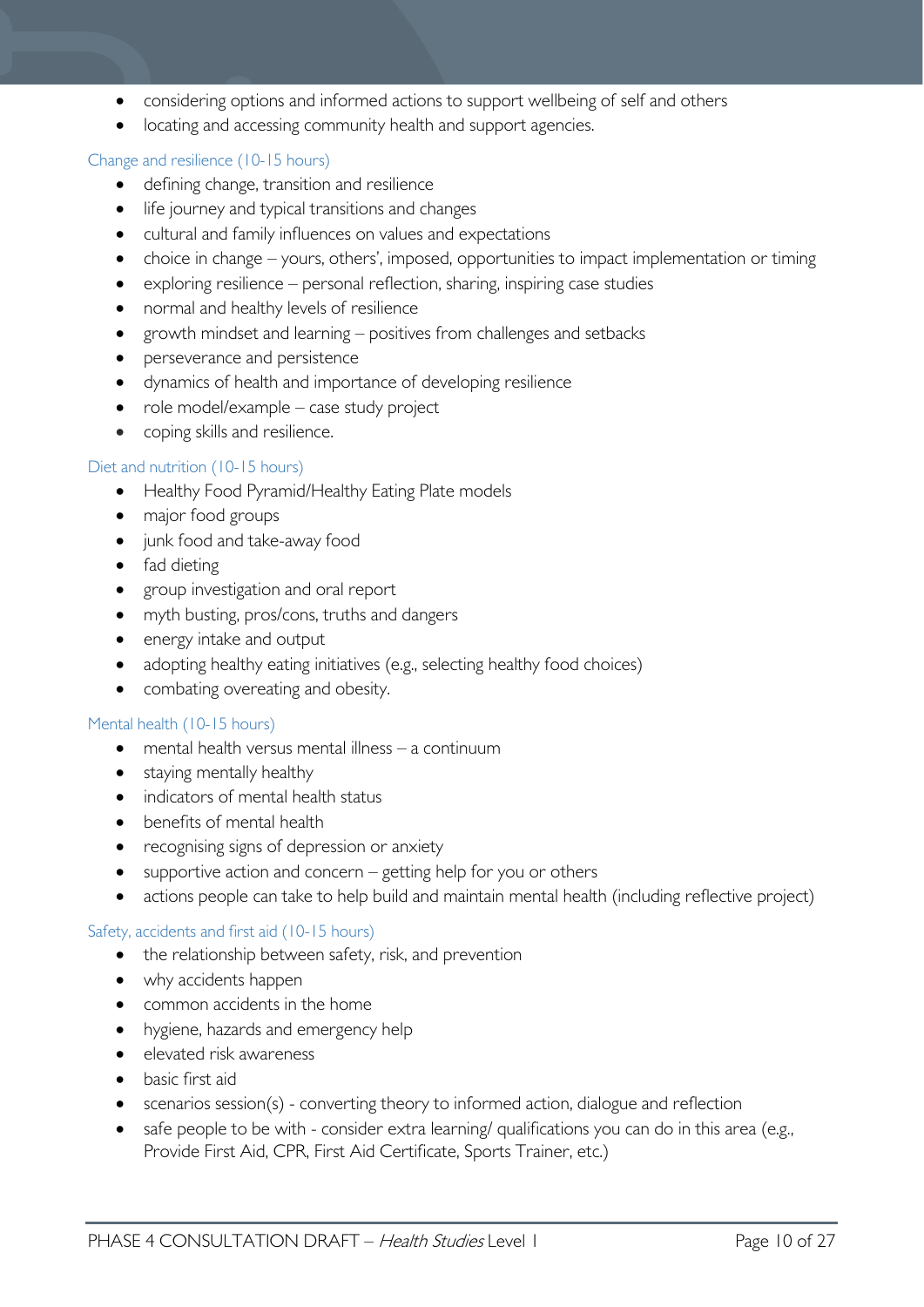- considering options and informed actions to support wellbeing of self and others
- locating and accessing community health and support agencies.

### Change and resilience (10-15 hours)

- defining change, transition and resilience
- life journey and typical transitions and changes
- cultural and family influences on values and expectations
- choice in change – yours, others', imposed, opportunities to impact implementation or timing
- exploring resilience – personal reflection, sharing, inspiring case studies
- normal and healthy levels of resilience
- growth mindset and learning – positives from challenges and setbacks
- perseverance and persistence
- dynamics of health and importance of developing resilience
- role model/example – case study project
- coping skills and resilience.

### Diet and nutrition (10-15 hours)

- Healthy Food Pyramid/Healthy Eating Plate models
- major food groups
- junk food and take-away food
- fad dieting
- group investigation and oral report
- myth busting, pros/cons, truths and dangers
- energy intake and output
- adopting healthy eating initiatives (e.g., selecting healthy food choices)
- combating overeating and obesity.

### Mental health (10-15 hours)

- mental health versus mental illness – a continuum
- staying mentally healthy
- indicators of mental health status
- benefits of mental health
- recognising signs of depression or anxiety
- supportive action and concern – getting help for you or others
- actions people can take to help build and maintain mental health (including reflective project)

### Safety, accidents and first aid (10-15 hours)

- the relationship between safety, risk, and prevention
- why accidents happen
- common accidents in the home
- hygiene, hazards and emergency help
- elevated risk awareness
- basic first aid
- scenarios session(s) - converting theory to informed action, dialogue and reflection
- safe people to be with - consider extra learning/ qualifications you can do in this area (e.g., Provide First Aid, CPR, First Aid Certificate, Sports Trainer, etc.)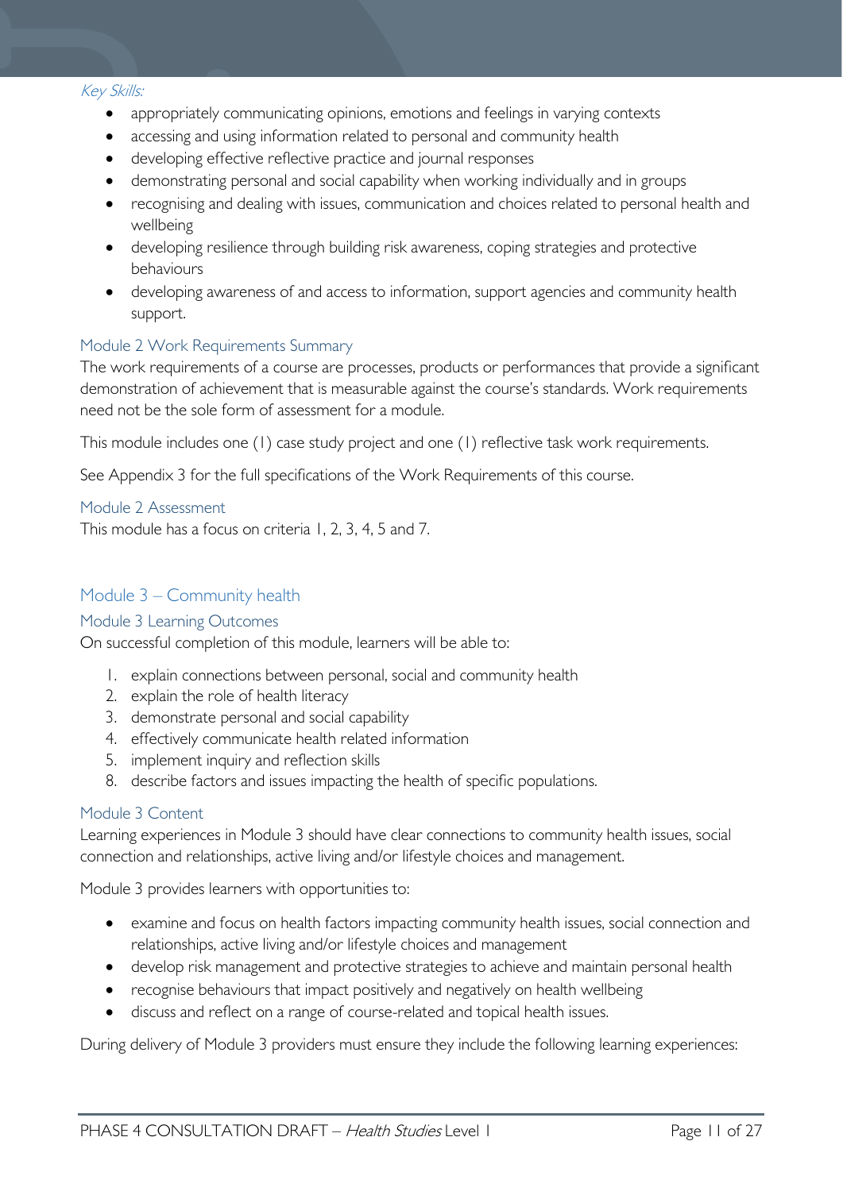*Key Skills:*

- appropriately communicating opinions, emotions and feelings in varying contexts
- accessing and using information related to personal and community health
- developing effective reflective practice and journal responses
- demonstrating personal and social capability when working individually and in groups
- recognising and dealing with issues, communication and choices related to personal health and wellbeing
- developing resilience through building risk awareness, coping strategies and protective behaviours
- developing awareness of and access to information, support agencies and community health support.

### Module 2 Work Requirements Summary

The work requirements of a course are processes, products or performances that provide a significant demonstration of achievement that is measurable against the course's standards. Work requirements need not be the sole form of assessment for a module.

This module includes one (1) case study project and one (1) reflective task work requirements.

See Appendix 3 for the full specifications of the Work Requirements of this course.

### Module 2 Assessment

This module has a focus on criteria 1, 2, 3, 4, 5 and 7.

## Module 3 – Community health

### Module 3 Learning Outcomes

On successful completion of this module, learners will be able to:

1. explain connections between personal, social and community health
2. explain the role of health literacy
3. demonstrate personal and social capability
4. effectively communicate health related information
5. implement inquiry and reflection skills
8. describe factors and issues impacting the health of specific populations.

### Module 3 Content

Learning experiences in Module 3 should have clear connections to community health issues, social connection and relationships, active living and/or lifestyle choices and management.

Module 3 provides learners with opportunities to:

- examine and focus on health factors impacting community health issues, social connection and relationships, active living and/or lifestyle choices and management
- develop risk management and protective strategies to achieve and maintain personal health
- recognise behaviours that impact positively and negatively on health wellbeing
- discuss and reflect on a range of course-related and topical health issues.

During delivery of Module 3 providers must ensure they include the following learning experiences: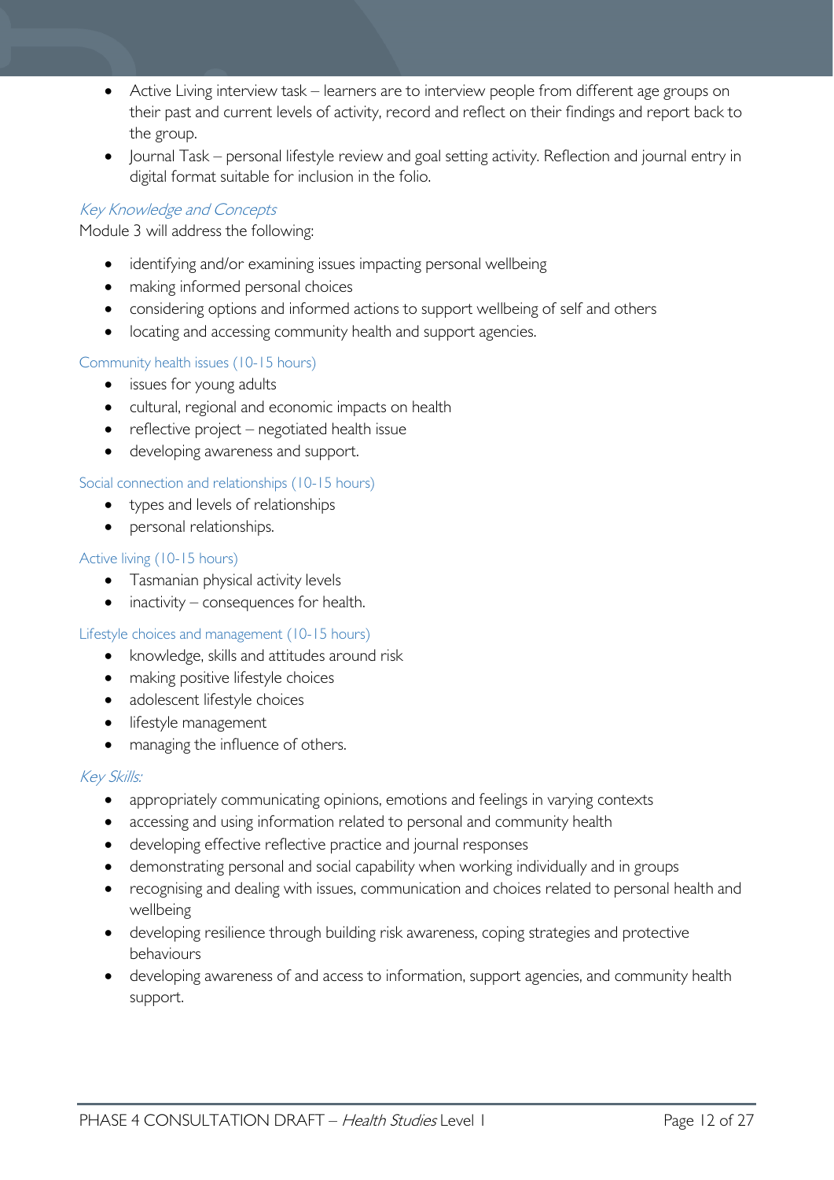- Active Living interview task – learners are to interview people from different age groups on their past and current levels of activity, record and reflect on their findings and report back to the group.
- Journal Task – personal lifestyle review and goal setting activity. Reflection and journal entry in digital format suitable for inclusion in the folio.

### *Key Knowledge and Concepts*

Module 3 will address the following:

- identifying and/or examining issues impacting personal wellbeing
- making informed personal choices
- considering options and informed actions to support wellbeing of self and others
- locating and accessing community health and support agencies.

#### Community health issues (10-15 hours)

- issues for young adults
- cultural, regional and economic impacts on health
- reflective project – negotiated health issue
- developing awareness and support.

#### Social connection and relationships (10-15 hours)

- types and levels of relationships
- personal relationships.

#### Active living (10-15 hours)

- Tasmanian physical activity levels
- inactivity – consequences for health.

#### Lifestyle choices and management (10-15 hours)

- knowledge, skills and attitudes around risk
- making positive lifestyle choices
- adolescent lifestyle choices
- lifestyle management
- managing the influence of others.

### *Key Skills:*

- appropriately communicating opinions, emotions and feelings in varying contexts
- accessing and using information related to personal and community health
- developing effective reflective practice and journal responses
- demonstrating personal and social capability when working individually and in groups
- recognising and dealing with issues, communication and choices related to personal health and wellbeing
- developing resilience through building risk awareness, coping strategies and protective behaviours
- developing awareness of and access to information, support agencies, and community health support.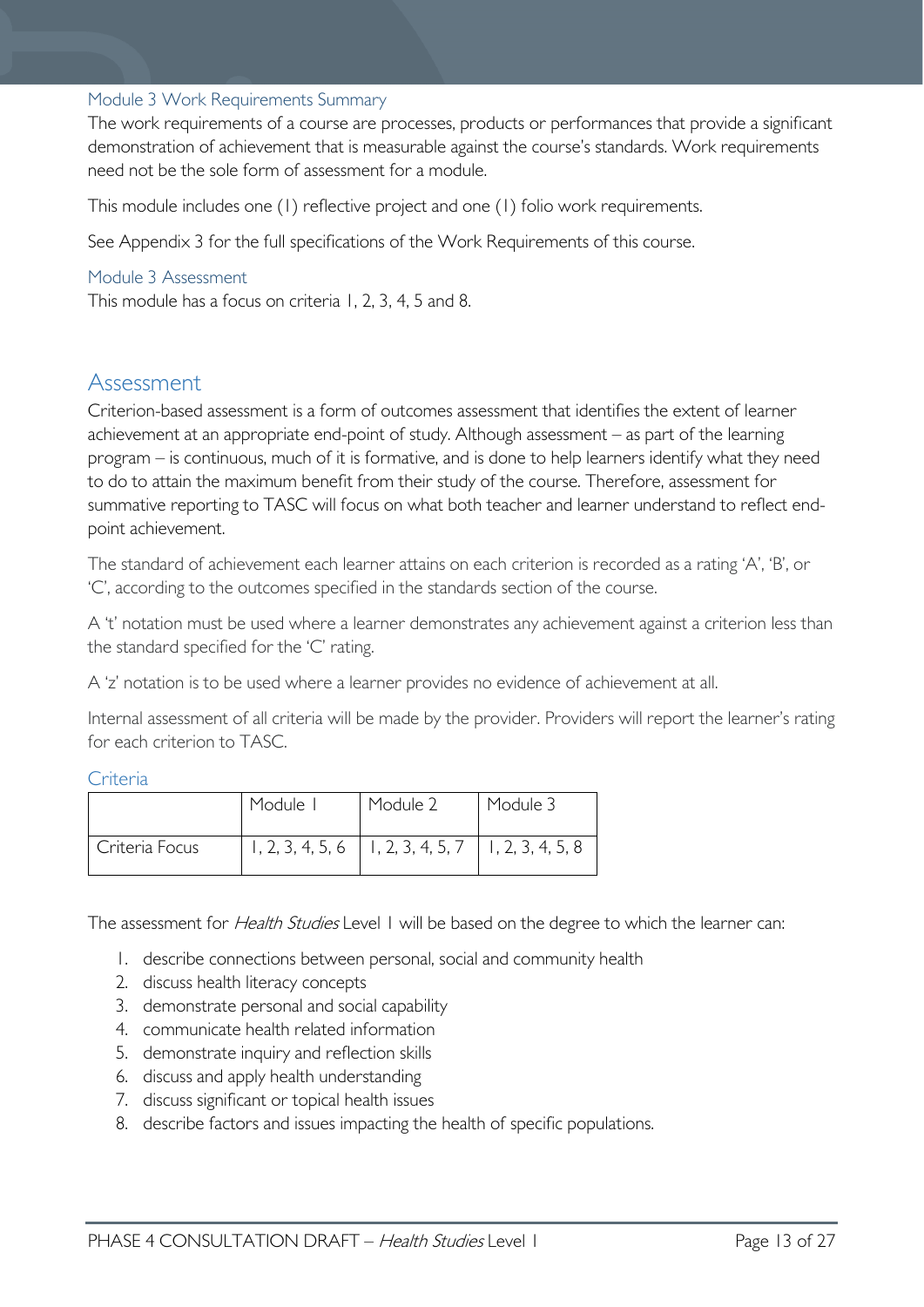### Module 3 Work Requirements Summary

The work requirements of a course are processes, products or performances that provide a significant demonstration of achievement that is measurable against the course's standards. Work requirements need not be the sole form of assessment for a module.

This module includes one (1) reflective project and one (1) folio work requirements.

See Appendix 3 for the full specifications of the Work Requirements of this course.

### Module 3 Assessment

This module has a focus on criteria 1, 2, 3, 4, 5 and 8.

## Assessment

Criterion-based assessment is a form of outcomes assessment that identifies the extent of learner achievement at an appropriate end-point of study. Although assessment – as part of the learning program – is continuous, much of it is formative, and is done to help learners identify what they need to do to attain the maximum benefit from their study of the course. Therefore, assessment for summative reporting to TASC will focus on what both teacher and learner understand to reflect end-point achievement.

The standard of achievement each learner attains on each criterion is recorded as a rating 'A', 'B', or 'C', according to the outcomes specified in the standards section of the course.

A 't' notation must be used where a learner demonstrates any achievement against a criterion less than the standard specified for the 'C' rating.

A 'z' notation is to be used where a learner provides no evidence of achievement at all.

Internal assessment of all criteria will be made by the provider. Providers will report the learner's rating for each criterion to TASC.

### Criteria

| | Module 1 | Module 2 | Module 3 |
|---|---|---|---|
| Criteria Focus | 1, 2, 3, 4, 5, 6 | 1, 2, 3, 4, 5, 7 | 1, 2, 3, 4, 5, 8 |

The assessment for *Health Studies* Level 1 will be based on the degree to which the learner can:

1. describe connections between personal, social and community health
2. discuss health literacy concepts
3. demonstrate personal and social capability
4. communicate health related information
5. demonstrate inquiry and reflection skills
6. discuss and apply health understanding
7. discuss significant or topical health issues
8. describe factors and issues impacting the health of specific populations.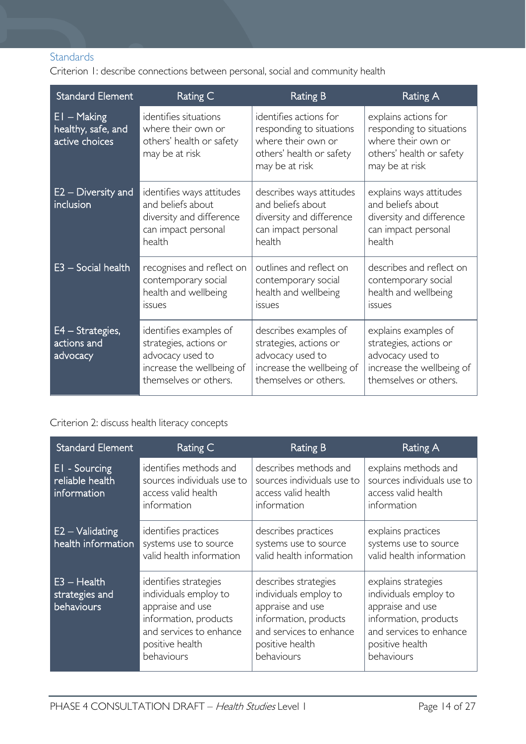## Standards

Criterion 1: describe connections between personal, social and community health

| Standard Element | Rating C | Rating B | Rating A |
|---|---|---|---|
| E1 – Making healthy, safe, and active choices | identifies situations where their own or others' health or safety may be at risk | identifies actions for responding to situations where their own or others' health or safety may be at risk | explains actions for responding to situations where their own or others' health or safety may be at risk |
| E2 – Diversity and inclusion | identifies ways attitudes and beliefs about diversity and difference can impact personal health | describes ways attitudes and beliefs about diversity and difference can impact personal health | explains ways attitudes and beliefs about diversity and difference can impact personal health |
| E3 – Social health | recognises and reflect on contemporary social health and wellbeing issues | outlines and reflect on contemporary social health and wellbeing issues | describes and reflect on contemporary social health and wellbeing issues |
| E4 – Strategies, actions and advocacy | identifies examples of strategies, actions or advocacy used to increase the wellbeing of themselves or others. | describes examples of strategies, actions or advocacy used to increase the wellbeing of themselves or others. | explains examples of strategies, actions or advocacy used to increase the wellbeing of themselves or others. |

Criterion 2: discuss health literacy concepts

| Standard Element | Rating C | Rating B | Rating A |
|---|---|---|---|
| E1 - Sourcing reliable health information | identifies methods and sources individuals use to access valid health information | describes methods and sources individuals use to access valid health information | explains methods and sources individuals use to access valid health information |
| E2 – Validating health information | identifies practices systems use to source valid health information | describes practices systems use to source valid health information | explains practices systems use to source valid health information |
| E3 – Health strategies and behaviours | identifies strategies individuals employ to appraise and use information, products and services to enhance positive health behaviours | describes strategies individuals employ to appraise and use information, products and services to enhance positive health behaviours | explains strategies individuals employ to appraise and use information, products and services to enhance positive health behaviours |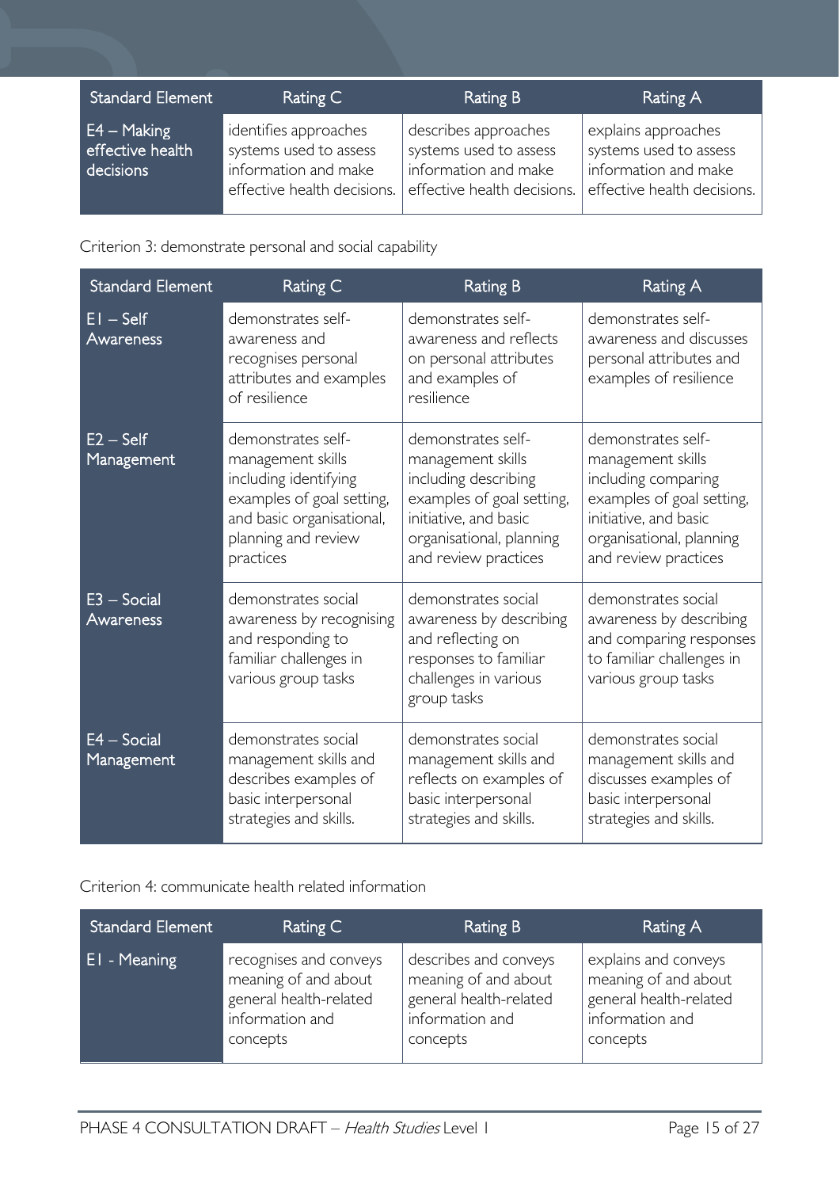| Standard Element | Rating C | Rating B | Rating A |
|---|---|---|---|
| E4 – Making effective health decisions | identifies approaches systems used to assess information and make effective health decisions. | describes approaches systems used to assess information and make effective health decisions. | explains approaches systems used to assess information and make effective health decisions. |

Criterion 3: demonstrate personal and social capability

| Standard Element | Rating C | Rating B | Rating A |
|---|---|---|---|
| E1 – Self Awareness | demonstrates self-awareness and recognises personal attributes and examples of resilience | demonstrates self-awareness and reflects on personal attributes and examples of resilience | demonstrates self-awareness and discusses personal attributes and examples of resilience |
| E2 – Self Management | demonstrates self-management skills including identifying examples of goal setting, and basic organisational, planning and review practices | demonstrates self-management skills including describing examples of goal setting, initiative, and basic organisational, planning and review practices | demonstrates self-management skills including comparing examples of goal setting, initiative, and basic organisational, planning and review practices |
| E3 – Social Awareness | demonstrates social awareness by recognising and responding to familiar challenges in various group tasks | demonstrates social awareness by describing and reflecting on responses to familiar challenges in various group tasks | demonstrates social awareness by describing and comparing responses to familiar challenges in various group tasks |
| E4 – Social Management | demonstrates social management skills and describes examples of basic interpersonal strategies and skills. | demonstrates social management skills and reflects on examples of basic interpersonal strategies and skills. | demonstrates social management skills and discusses examples of basic interpersonal strategies and skills. |

Criterion 4: communicate health related information

| Standard Element | Rating C | Rating B | Rating A |
|---|---|---|---|
| E1 - Meaning | recognises and conveys meaning of and about general health-related information and concepts | describes and conveys meaning of and about general health-related information and concepts | explains and conveys meaning of and about general health-related information and concepts |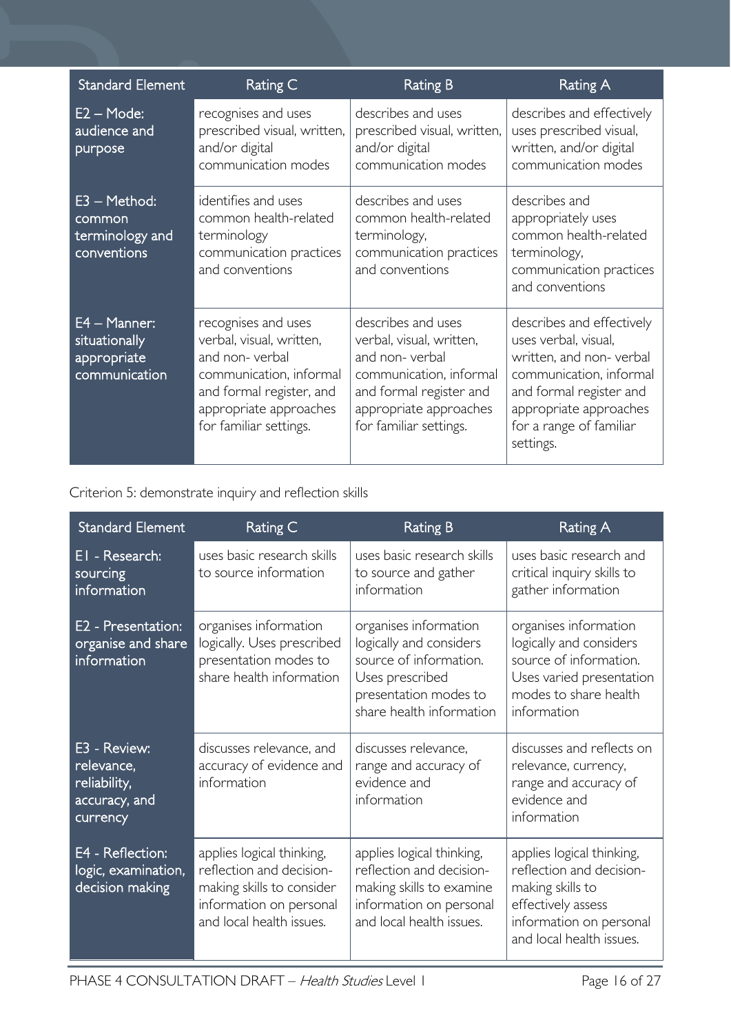| Standard Element | Rating C | Rating B | Rating A |
|---|---|---|---|
| E2 – Mode: audience and purpose | recognises and uses prescribed visual, written, and/or digital communication modes | describes and uses prescribed visual, written, and/or digital communication modes | describes and effectively uses prescribed visual, written, and/or digital communication modes |
| E3 – Method: common terminology and conventions | identifies and uses common health-related terminology communication practices and conventions | describes and uses common health-related terminology, communication practices and conventions | describes and appropriately uses common health-related terminology, communication practices and conventions |
| E4 – Manner: situationally appropriate communication | recognises and uses verbal, visual, written, and non- verbal communication, informal and formal register, and appropriate approaches for familiar settings. | describes and uses verbal, visual, written, and non- verbal communication, informal and formal register and appropriate approaches for familiar settings. | describes and effectively uses verbal, visual, written, and non- verbal communication, informal and formal register and appropriate approaches for a range of familiar settings. |

Criterion 5: demonstrate inquiry and reflection skills

| Standard Element | Rating C | Rating B | Rating A |
|---|---|---|---|
| E1 - Research: sourcing information | uses basic research skills to source information | uses basic research skills to source and gather information | uses basic research and critical inquiry skills to gather information |
| E2 - Presentation: organise and share information | organises information logically. Uses prescribed presentation modes to share health information | organises information logically and considers source of information. Uses prescribed presentation modes to share health information | organises information logically and considers source of information. Uses varied presentation modes to share health information |
| E3 - Review: relevance, reliability, accuracy, and currency | discusses relevance, and accuracy of evidence and information | discusses relevance, range and accuracy of evidence and information | discusses and reflects on relevance, currency, range and accuracy of evidence and information |
| E4 - Reflection: logic, examination, decision making | applies logical thinking, reflection and decision-making skills to consider information on personal and local health issues. | applies logical thinking, reflection and decision-making skills to examine information on personal and local health issues. | applies logical thinking, reflection and decision-making skills to effectively assess information on personal and local health issues. |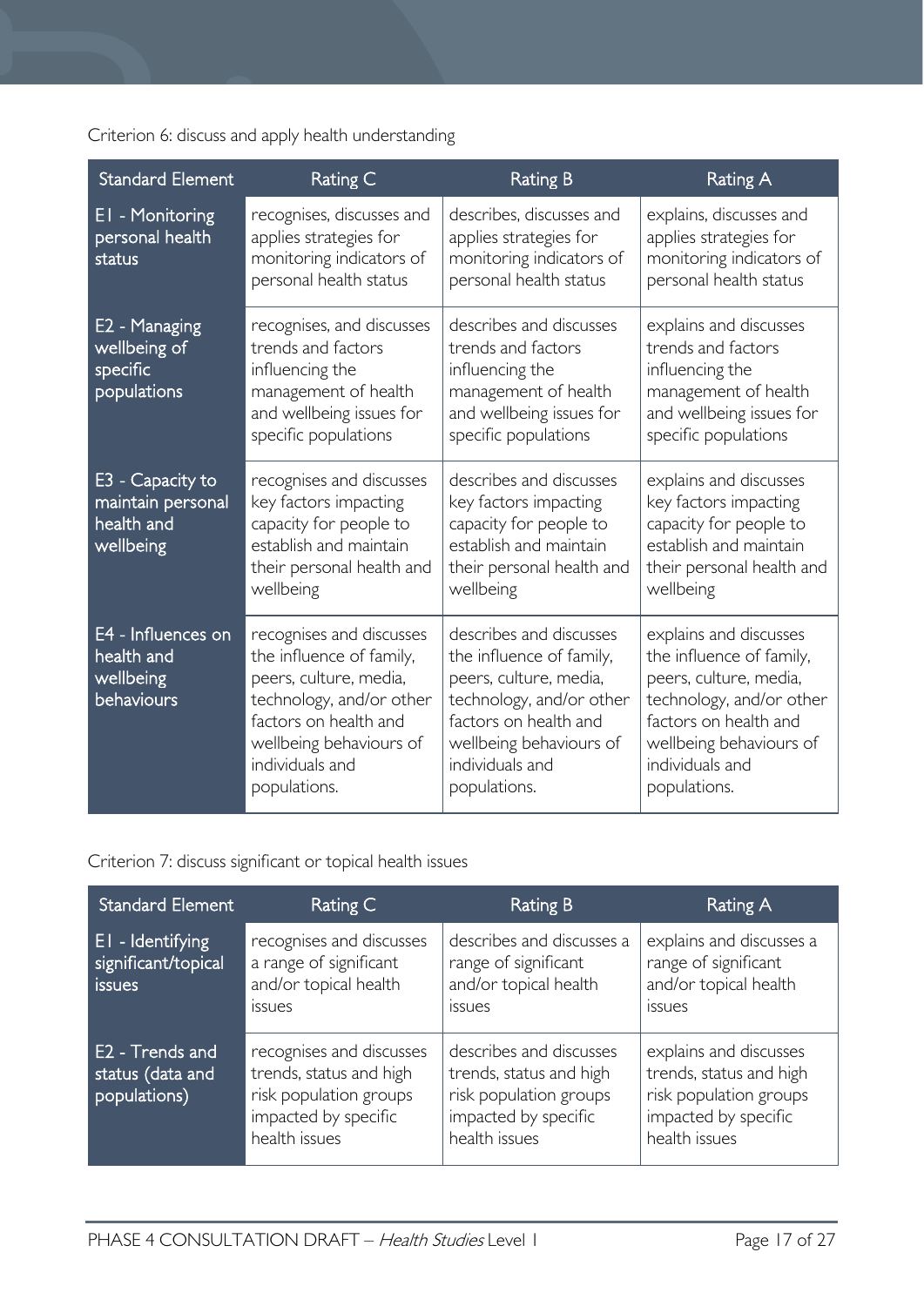Criterion 6: discuss and apply health understanding

| Standard Element | Rating C | Rating B | Rating A |
|---|---|---|---|
| E1 - Monitoring personal health status | recognises, discusses and applies strategies for monitoring indicators of personal health status | describes, discusses and applies strategies for monitoring indicators of personal health status | explains, discusses and applies strategies for monitoring indicators of personal health status |
| E2 - Managing wellbeing of specific populations | recognises, and discusses trends and factors influencing the management of health and wellbeing issues for specific populations | describes and discusses trends and factors influencing the management of health and wellbeing issues for specific populations | explains and discusses trends and factors influencing the management of health and wellbeing issues for specific populations |
| E3 - Capacity to maintain personal health and wellbeing | recognises and discusses key factors impacting capacity for people to establish and maintain their personal health and wellbeing | describes and discusses key factors impacting capacity for people to establish and maintain their personal health and wellbeing | explains and discusses key factors impacting capacity for people to establish and maintain their personal health and wellbeing |
| E4 - Influences on health and wellbeing behaviours | recognises and discusses the influence of family, peers, culture, media, technology, and/or other factors on health and wellbeing behaviours of individuals and populations. | describes and discusses the influence of family, peers, culture, media, technology, and/or other factors on health and wellbeing behaviours of individuals and populations. | explains and discusses the influence of family, peers, culture, media, technology, and/or other factors on health and wellbeing behaviours of individuals and populations. |

Criterion 7: discuss significant or topical health issues

| Standard Element | Rating C | Rating B | Rating A |
|---|---|---|---|
| E1 - Identifying significant/topical issues | recognises and discusses a range of significant and/or topical health issues | describes and discusses a range of significant and/or topical health issues | explains and discusses a range of significant and/or topical health issues |
| E2 - Trends and status (data and populations) | recognises and discusses trends, status and high risk population groups impacted by specific health issues | describes and discusses trends, status and high risk population groups impacted by specific health issues | explains and discusses trends, status and high risk population groups impacted by specific health issues |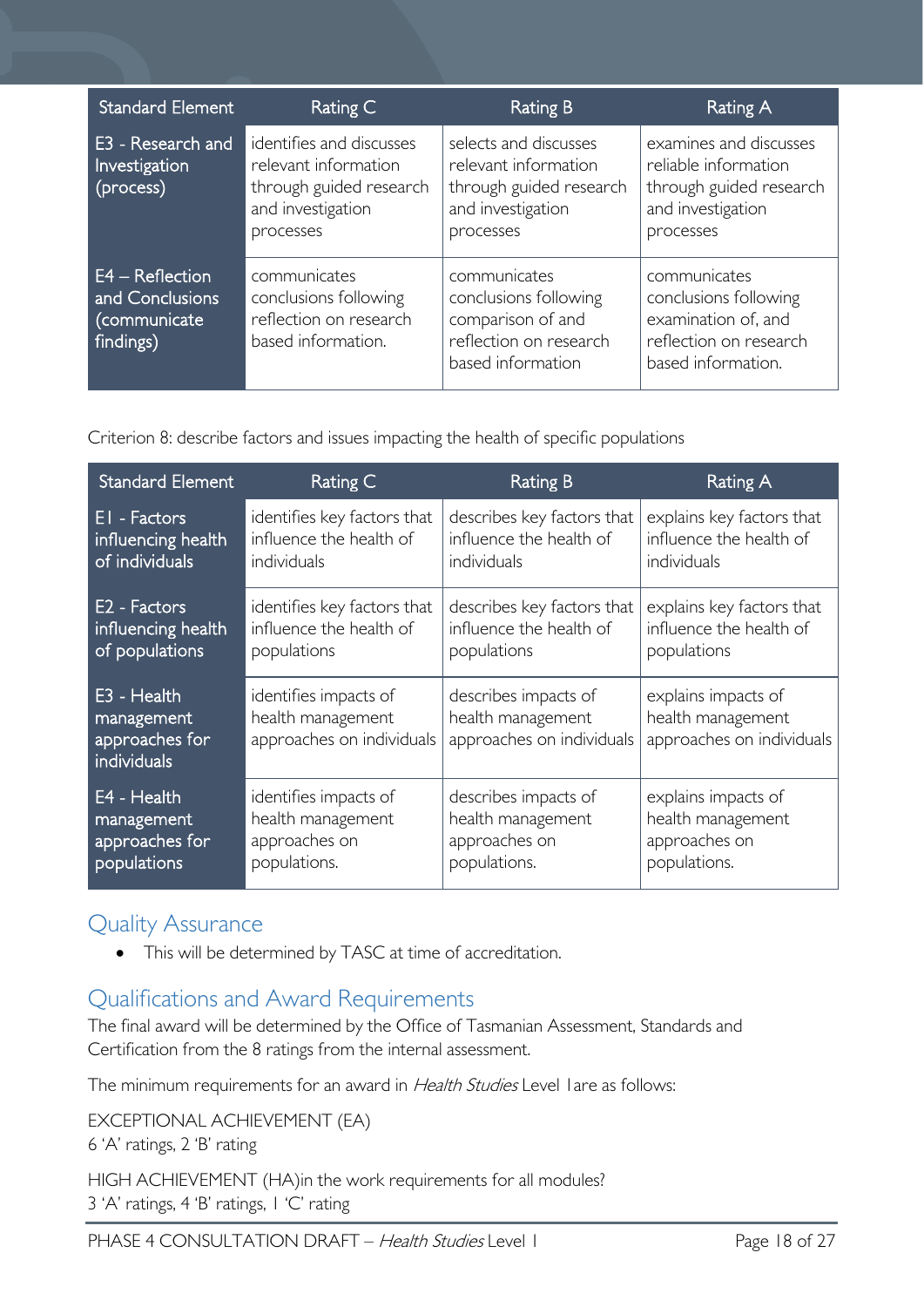| Standard Element | Rating C | Rating B | Rating A |
|---|---|---|---|
| E3 - Research and Investigation (process) | identifies and discusses relevant information through guided research and investigation processes | selects and discusses relevant information through guided research and investigation processes | examines and discusses reliable information through guided research and investigation processes |
| E4 – Reflection and Conclusions (communicate findings) | communicates conclusions following reflection on research based information. | communicates conclusions following comparison of and reflection on research based information | communicates conclusions following examination of, and reflection on research based information. |

Criterion 8: describe factors and issues impacting the health of specific populations

| Standard Element | Rating C | Rating B | Rating A |
|---|---|---|---|
| E1 - Factors influencing health of individuals | identifies key factors that influence the health of individuals | describes key factors that influence the health of individuals | explains key factors that influence the health of individuals |
| E2 - Factors influencing health of populations | identifies key factors that influence the health of populations | describes key factors that influence the health of populations | explains key factors that influence the health of populations |
| E3 - Health management approaches for individuals | identifies impacts of health management approaches on individuals | describes impacts of health management approaches on individuals | explains impacts of health management approaches on individuals |
| E4 - Health management approaches for populations | identifies impacts of health management approaches on populations. | describes impacts of health management approaches on populations. | explains impacts of health management approaches on populations. |

## Quality Assurance

- This will be determined by TASC at time of accreditation.

## Qualifications and Award Requirements

The final award will be determined by the Office of Tasmanian Assessment, Standards and Certification from the 8 ratings from the internal assessment.

The minimum requirements for an award in *Health Studies* Level 1are as follows:

EXCEPTIONAL ACHIEVEMENT (EA)
6 'A' ratings, 2 'B' rating

HIGH ACHIEVEMENT (HA)in the work requirements for all modules?
3 'A' ratings, 4 'B' ratings, 1 'C' rating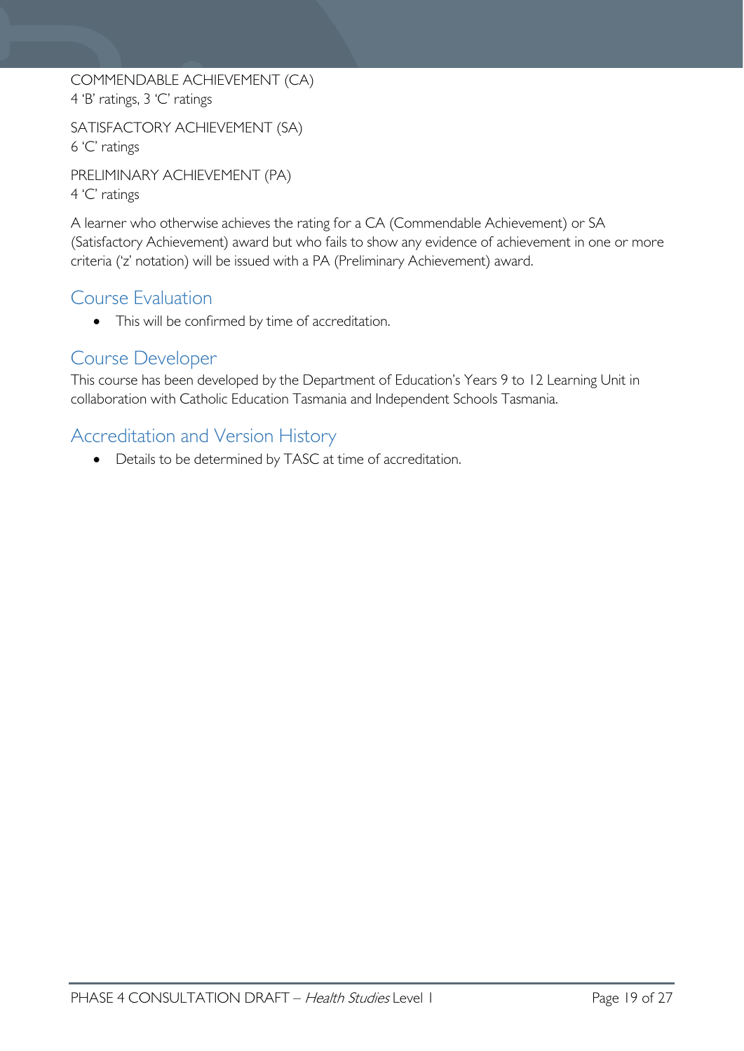COMMENDABLE ACHIEVEMENT (CA)
4 'B' ratings, 3 'C' ratings

SATISFACTORY ACHIEVEMENT (SA)
6 'C' ratings

PRELIMINARY ACHIEVEMENT (PA)
4 'C' ratings

A learner who otherwise achieves the rating for a CA (Commendable Achievement) or SA (Satisfactory Achievement) award but who fails to show any evidence of achievement in one or more criteria ('z' notation) will be issued with a PA (Preliminary Achievement) award.

## Course Evaluation

- This will be confirmed by time of accreditation.

## Course Developer

This course has been developed by the Department of Education's Years 9 to 12 Learning Unit in collaboration with Catholic Education Tasmania and Independent Schools Tasmania.

## Accreditation and Version History

- Details to be determined by TASC at time of accreditation.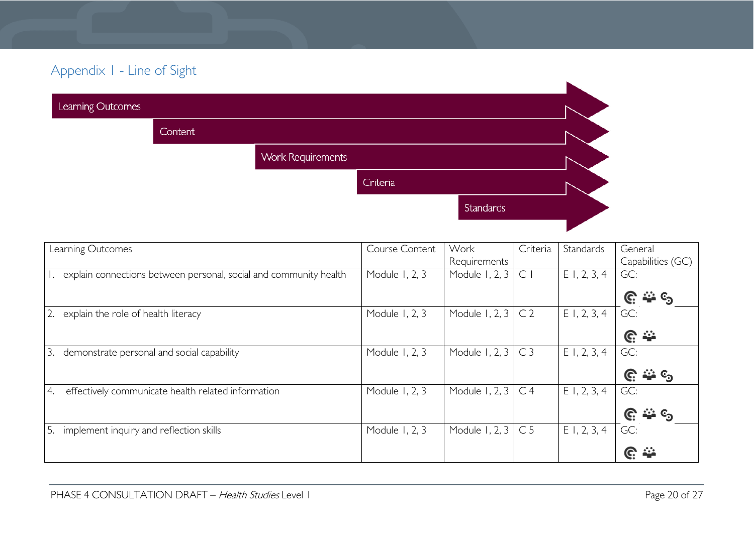## Appendix 1 - Line of Sight

Learning Outcomes

Content

Work Requirements

Criteria

Standards

| Learning Outcomes | Course Content | Work Requirements | Criteria | Standards | General Capabilities (GC) |
|---|---|---|---|---|---|
| 1. explain connections between personal, social and community health | Module 1, 2, 3 | Module 1, 2, 3 | C 1 | E 1, 2, 3, 4 | GC: |
| 2. explain the role of health literacy | Module 1, 2, 3 | Module 1, 2, 3 | C 2 | E 1, 2, 3, 4 | GC: |
| 3. demonstrate personal and social capability | Module 1, 2, 3 | Module 1, 2, 3 | C 3 | E 1, 2, 3, 4 | GC: |
| 4. effectively communicate health related information | Module 1, 2, 3 | Module 1, 2, 3 | C 4 | E 1, 2, 3, 4 | GC: |
| 5. implement inquiry and reflection skills | Module 1, 2, 3 | Module 1, 2, 3 | C 5 | E 1, 2, 3, 4 | GC: |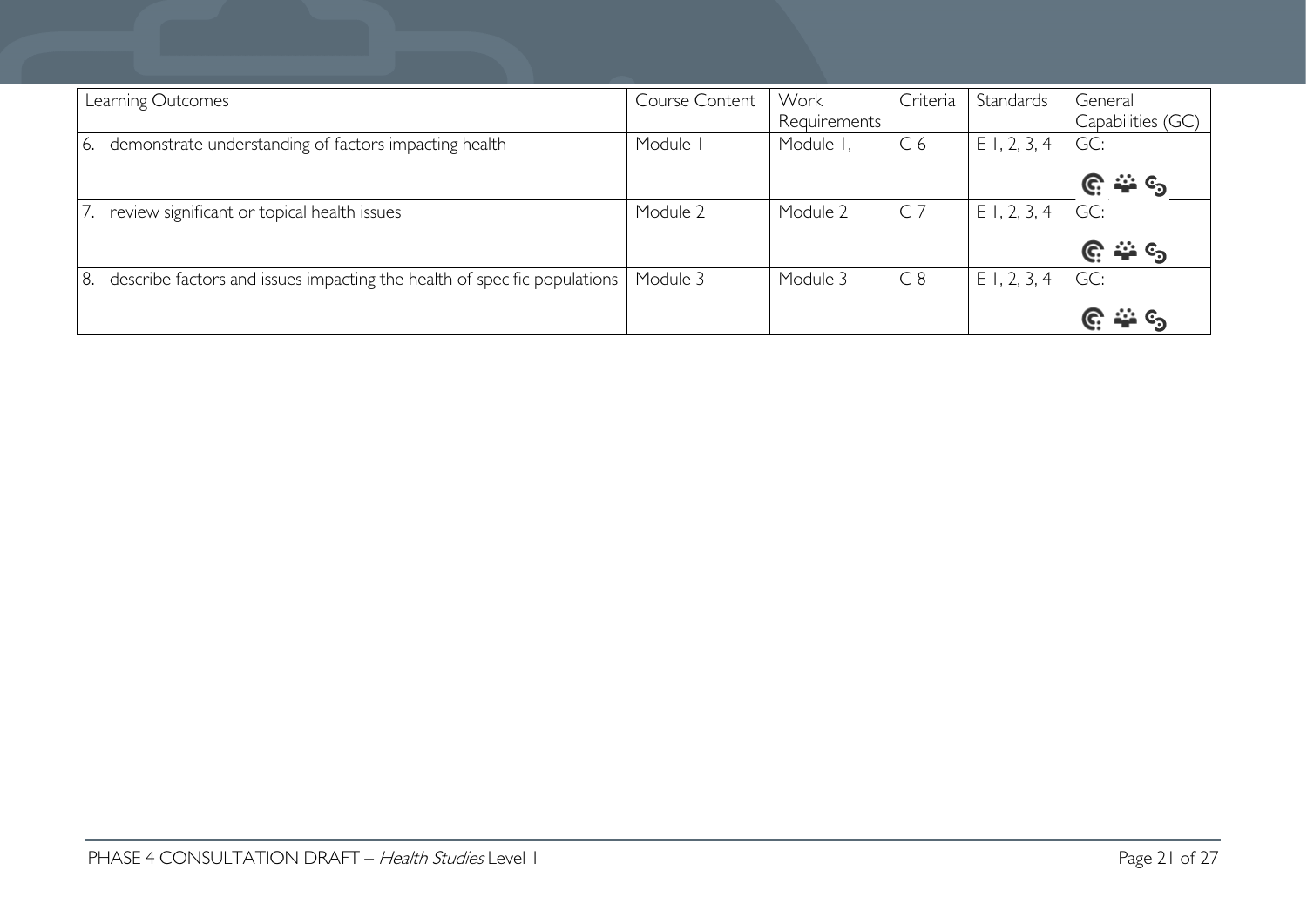| Learning Outcomes | Course Content | Work Requirements | Criteria | Standards | General Capabilities (GC) |
|---|---|---|---|---|---|
| 6. demonstrate understanding of factors impacting health | Module 1 | Module 1, | C 6 | E 1, 2, 3, 4 | GC: |
| 7. review significant or topical health issues | Module 2 | Module 2 | C 7 | E 1, 2, 3, 4 | GC: |
| 8. describe factors and issues impacting the health of specific populations | Module 3 | Module 3 | C 8 | E 1, 2, 3, 4 | GC: |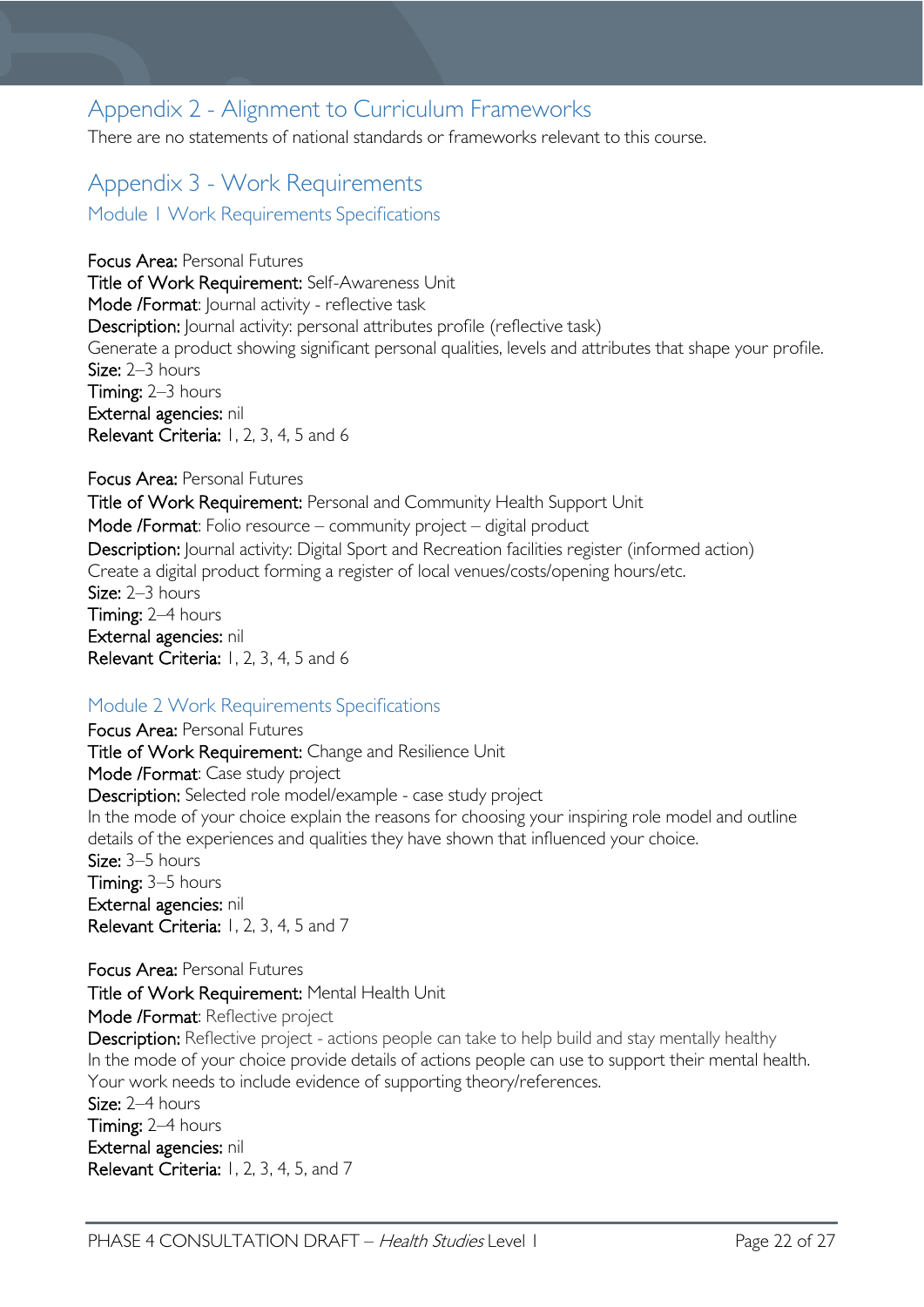# Appendix 2 - Alignment to Curriculum Frameworks

There are no statements of national standards or frameworks relevant to this course.

# Appendix 3 - Work Requirements

## Module 1 Work Requirements Specifications

**Focus Area:** Personal Futures
**Title of Work Requirement:** Self-Awareness Unit
**Mode /Format**: Journal activity - reflective task
**Description:** Journal activity: personal attributes profile (reflective task)
Generate a product showing significant personal qualities, levels and attributes that shape your profile.
**Size:** 2–3 hours
**Timing:** 2–3 hours
**External agencies:** nil
**Relevant Criteria:** 1, 2, 3, 4, 5 and 6

**Focus Area:** Personal Futures
**Title of Work Requirement:** Personal and Community Health Support Unit
**Mode /Format**: Folio resource – community project – digital product
**Description:** Journal activity: Digital Sport and Recreation facilities register (informed action)
Create a digital product forming a register of local venues/costs/opening hours/etc.
**Size:** 2–3 hours
**Timing:** 2–4 hours
**External agencies:** nil
**Relevant Criteria:** 1, 2, 3, 4, 5 and 6

## Module 2 Work Requirements Specifications

**Focus Area:** Personal Futures
**Title of Work Requirement:** Change and Resilience Unit
**Mode /Format**: Case study project
**Description:** Selected role model/example - case study project
In the mode of your choice explain the reasons for choosing your inspiring role model and outline details of the experiences and qualities they have shown that influenced your choice.
**Size:** 3–5 hours
**Timing:** 3–5 hours
**External agencies:** nil
**Relevant Criteria:** 1, 2, 3, 4, 5 and 7

**Focus Area:** Personal Futures
**Title of Work Requirement:** Mental Health Unit
**Mode /Format**: Reflective project
**Description:** Reflective project - actions people can take to help build and stay mentally healthy
In the mode of your choice provide details of actions people can use to support their mental health.
Your work needs to include evidence of supporting theory/references.
**Size:** 2–4 hours
**Timing:** 2–4 hours
**External agencies:** nil
**Relevant Criteria:** 1, 2, 3, 4, 5, and 7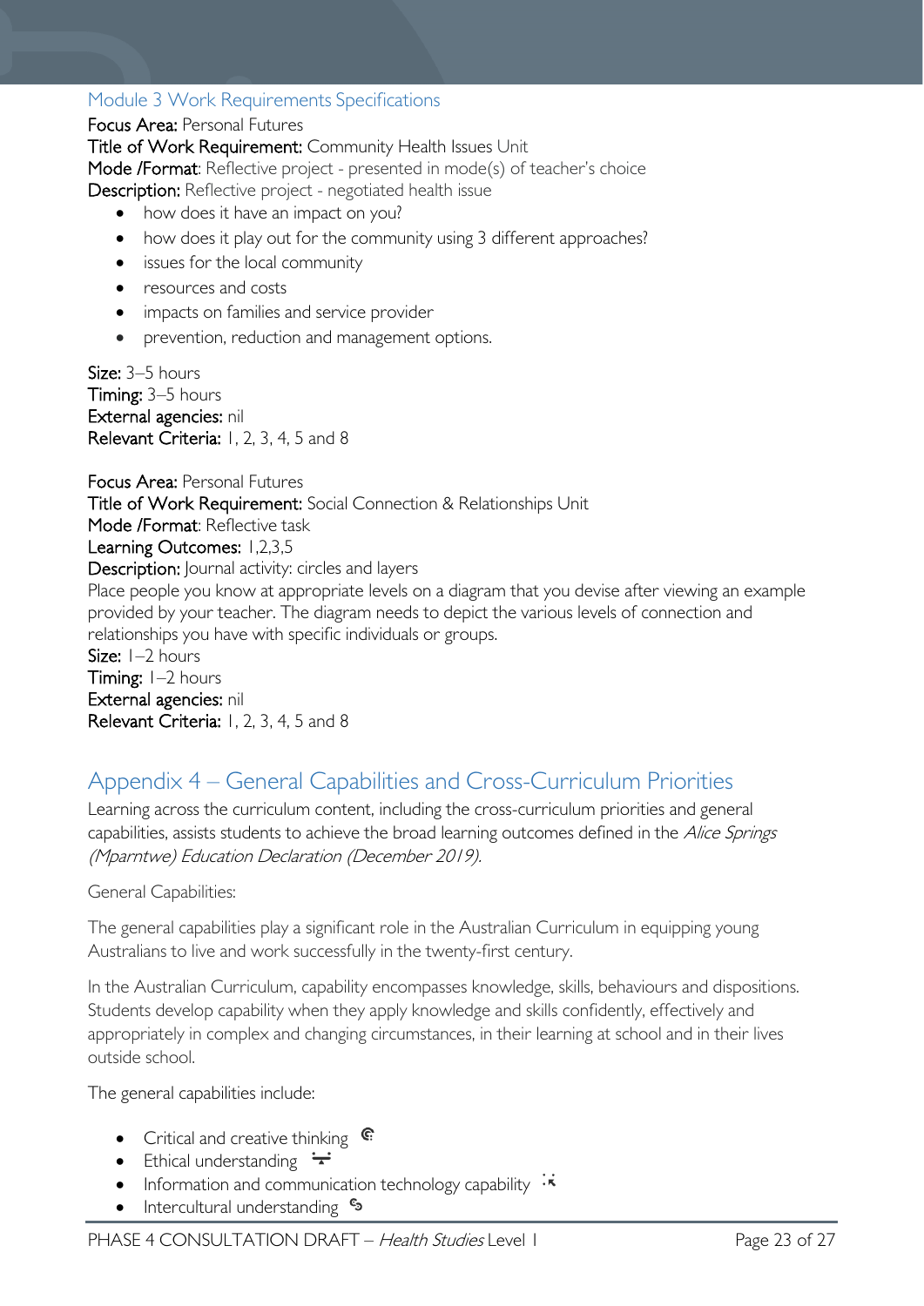### Module 3 Work Requirements Specifications

**Focus Area:** Personal Futures
**Title of Work Requirement:** Community Health Issues Unit
**Mode /Format**: Reflective project - presented in mode(s) of teacher's choice
**Description:** Reflective project - negotiated health issue

- how does it have an impact on you?
- how does it play out for the community using 3 different approaches?
- issues for the local community
- resources and costs
- impacts on families and service provider
- prevention, reduction and management options.

**Size:** 3–5 hours
**Timing:** 3–5 hours
**External agencies:** nil
**Relevant Criteria:** 1, 2, 3, 4, 5 and 8

**Focus Area:** Personal Futures
**Title of Work Requirement:** Social Connection & Relationships Unit
**Mode /Format**: Reflective task
**Learning Outcomes:** 1,2,3,5
**Description:** Journal activity: circles and layers
Place people you know at appropriate levels on a diagram that you devise after viewing an example provided by your teacher. The diagram needs to depict the various levels of connection and relationships you have with specific individuals or groups.
**Size:** 1–2 hours
**Timing:** 1–2 hours
**External agencies:** nil
**Relevant Criteria:** 1, 2, 3, 4, 5 and 8

## Appendix 4 – General Capabilities and Cross-Curriculum Priorities

Learning across the curriculum content, including the cross-curriculum priorities and general capabilities, assists students to achieve the broad learning outcomes defined in the *Alice Springs (Mparntwe) Education Declaration (December 2019).*

General Capabilities:

The general capabilities play a significant role in the Australian Curriculum in equipping young Australians to live and work successfully in the twenty-first century.

In the Australian Curriculum, capability encompasses knowledge, skills, behaviours and dispositions. Students develop capability when they apply knowledge and skills confidently, effectively and appropriately in complex and changing circumstances, in their learning at school and in their lives outside school.

The general capabilities include:

- Critical and creative thinking
- Ethical understanding
- Information and communication technology capability
- Intercultural understanding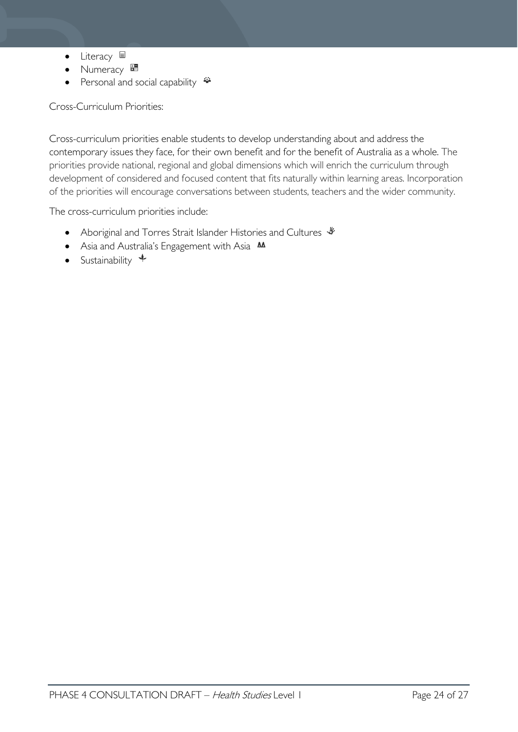- Literacy
- Numeracy
- Personal and social capability

Cross-Curriculum Priorities:

Cross-curriculum priorities enable students to develop understanding about and address the contemporary issues they face, for their own benefit and for the benefit of Australia as a whole. The priorities provide national, regional and global dimensions which will enrich the curriculum through development of considered and focused content that fits naturally within learning areas. Incorporation of the priorities will encourage conversations between students, teachers and the wider community.

The cross-curriculum priorities include:

- Aboriginal and Torres Strait Islander Histories and Cultures
- Asia and Australia's Engagement with Asia
- Sustainability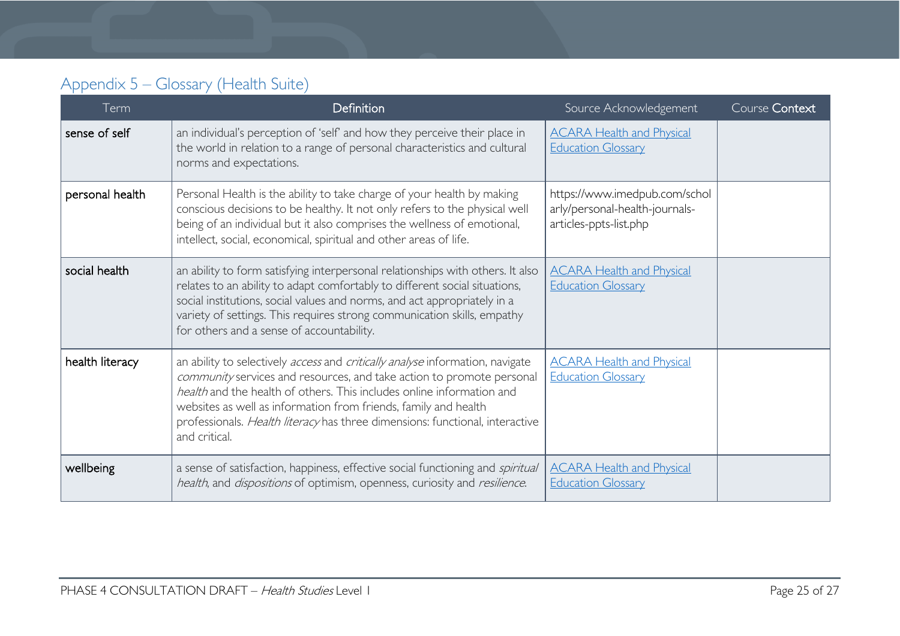## Appendix 5 – Glossary (Health Suite)

| Term | Definition | Source Acknowledgement | Course Context |
|---|---|---|---|
| sense of self | an individual's perception of 'self' and how they perceive their place in the world in relation to a range of personal characteristics and cultural norms and expectations. | [ACARA Health and Physical Education Glossary]() | |
| personal health | Personal Health is the ability to take charge of your health by making conscious decisions to be healthy. It not only refers to the physical well being of an individual but it also comprises the wellness of emotional, intellect, social, economical, spiritual and other areas of life. | https://www.imedpub.com/scholarly/personal-health-journals-articles-ppts-list.php | |
| social health | an ability to form satisfying interpersonal relationships with others. It also relates to an ability to adapt comfortably to different social situations, social institutions, social values and norms, and act appropriately in a variety of settings. This requires strong communication skills, empathy for others and a sense of accountability. | [ACARA Health and Physical Education Glossary]() | |
| health literacy | an ability to selectively *access* and *critically analyse* information, navigate *community* services and resources, and take action to promote personal *health* and the health of others. This includes online information and websites as well as information from friends, family and health professionals. *Health literacy* has three dimensions: functional, interactive and critical. | [ACARA Health and Physical Education Glossary]() | |
| wellbeing | a sense of satisfaction, happiness, effective social functioning and *spiritual health*, and *dispositions* of optimism, openness, curiosity and *resilience*. | [ACARA Health and Physical Education Glossary]() | |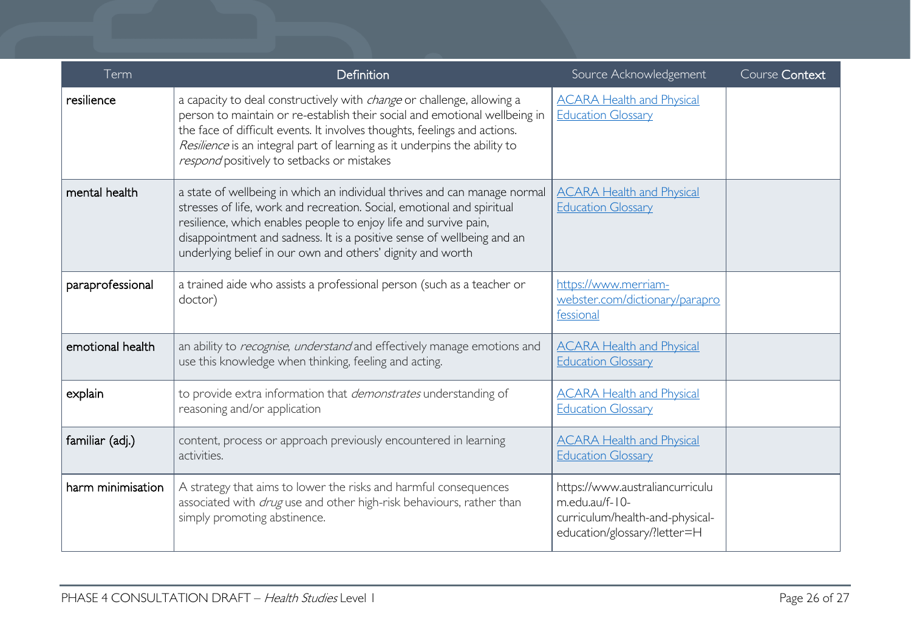| Term | Definition | Source Acknowledgement | Course Context |
|---|---|---|---|
| resilience | a capacity to deal constructively with *change* or challenge, allowing a person to maintain or re-establish their social and emotional wellbeing in the face of difficult events. It involves thoughts, feelings and actions. *Resilience* is an integral part of learning as it underpins the ability to *respond* positively to setbacks or mistakes | [ACARA Health and Physical Education Glossary]() | |
| mental health | a state of wellbeing in which an individual thrives and can manage normal stresses of life, work and recreation. Social, emotional and spiritual resilience, which enables people to enjoy life and survive pain, disappointment and sadness. It is a positive sense of wellbeing and an underlying belief in our own and others' dignity and worth | [ACARA Health and Physical Education Glossary]() | |
| paraprofessional | a trained aide who assists a professional person (such as a teacher or doctor) | https://www.merriam-webster.com/dictionary/paraprofessional | |
| emotional health | an ability to *recognise*, *understand* and effectively manage emotions and use this knowledge when thinking, feeling and acting. | [ACARA Health and Physical Education Glossary]() | |
| explain | to provide extra information that *demonstrates* understanding of reasoning and/or application | [ACARA Health and Physical Education Glossary]() | |
| familiar (adj.) | content, process or approach previously encountered in learning activities. | [ACARA Health and Physical Education Glossary]() | |
| harm minimisation | A strategy that aims to lower the risks and harmful consequences associated with *drug* use and other high-risk behaviours, rather than simply promoting abstinence. | https://www.australiancurriculum.edu.au/f-10-curriculum/health-and-physical-education/glossary/?letter=H | |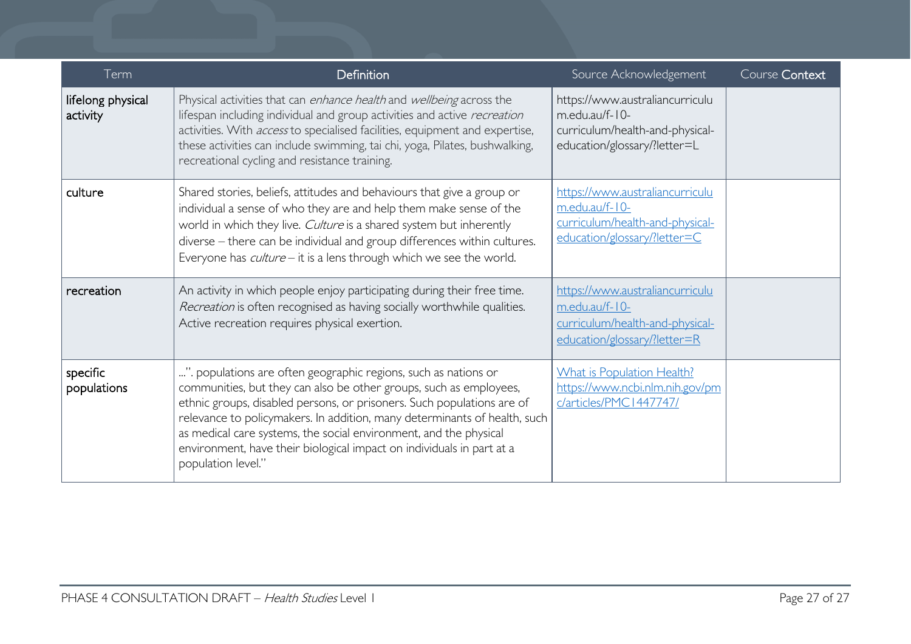| Term | Definition | Source Acknowledgement | Course **Context** |
|---|---|---|---|
| lifelong physical activity | Physical activities that can *enhance health* and *wellbeing* across the lifespan including individual and group activities and active *recreation* activities. With *access* to specialised facilities, equipment and expertise, these activities can include swimming, tai chi, yoga, Pilates, bushwalking, recreational cycling and resistance training. | https://www.australiancurriculum.edu.au/f-10-curriculum/health-and-physical-education/glossary/?letter=L | |
| culture | Shared stories, beliefs, attitudes and behaviours that give a group or individual a sense of who they are and help them make sense of the world in which they live. *Culture* is a shared system but inherently diverse – there can be individual and group differences within cultures. Everyone has *culture* – it is a lens through which we see the world. | https://www.australiancurriculum.edu.au/f-10-curriculum/health-and-physical-education/glossary/?letter=C | |
| recreation | An activity in which people enjoy participating during their free time. *Recreation* is often recognised as having socially worthwhile qualities. Active recreation requires physical exertion. | https://www.australiancurriculum.edu.au/f-10-curriculum/health-and-physical-education/glossary/?letter=R | |
| specific populations | ...". populations are often geographic regions, such as nations or communities, but they can also be other groups, such as employees, ethnic groups, disabled persons, or prisoners. Such populations are of relevance to policymakers. In addition, many determinants of health, such as medical care systems, the social environment, and the physical environment, have their biological impact on individuals in part at a population level." | What is Population Health? https://www.ncbi.nlm.nih.gov/pmc/articles/PMC1447747/ | |